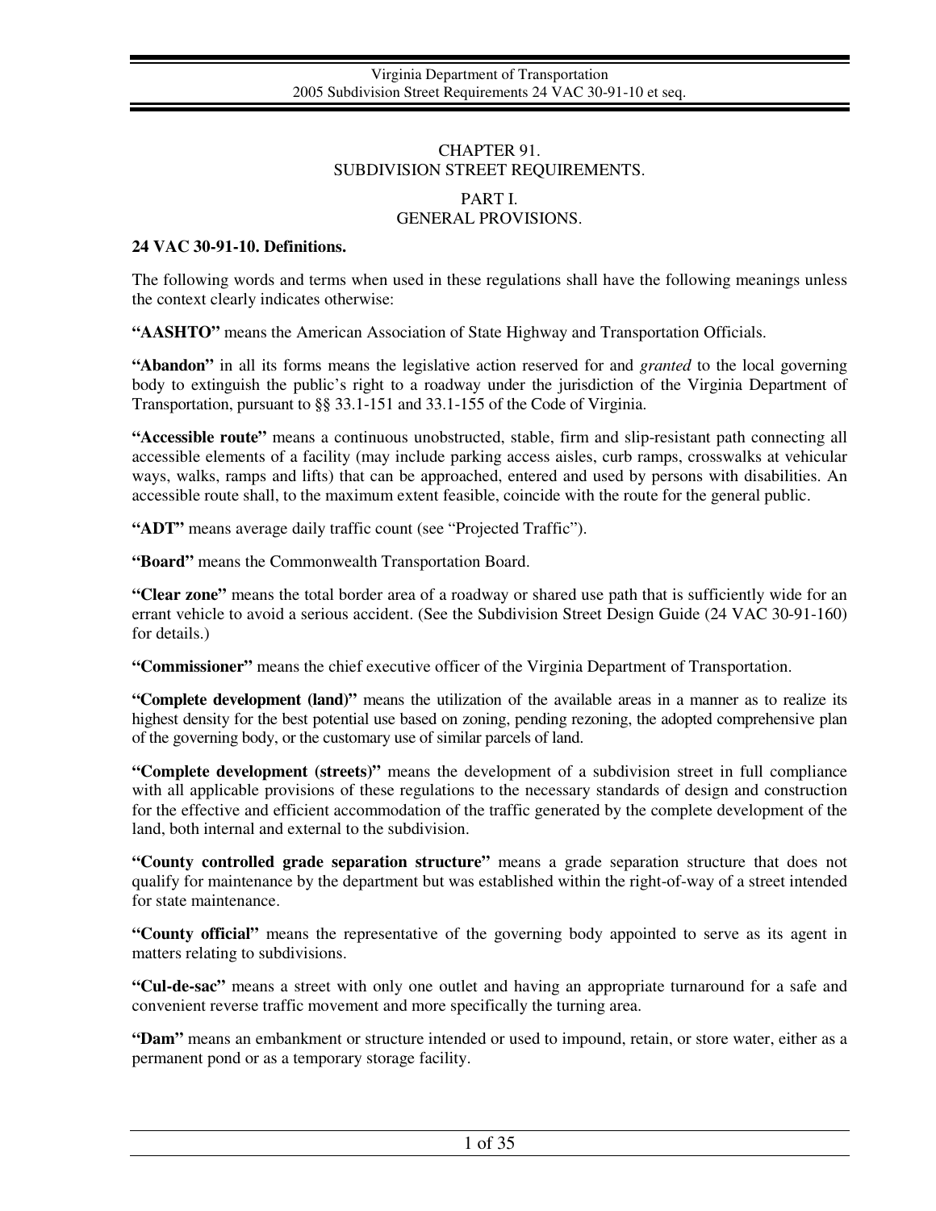# CHAPTER 91.
# SUBDIVISION STREET REQUIREMENTS.

## PART I.
## GENERAL PROVISIONS.

### 24 VAC 30-91-10. Definitions.

The following words and terms when used in these regulations shall have the following meanings unless the context clearly indicates otherwise:

**"AASHTO"** means the American Association of State Highway and Transportation Officials.

**"Abandon"** in all its forms means the legislative action reserved for and *granted* to the local governing body to extinguish the public's right to a roadway under the jurisdiction of the Virginia Department of Transportation, pursuant to §§ 33.1-151 and 33.1-155 of the Code of Virginia.

**"Accessible route"** means a continuous unobstructed, stable, firm and slip-resistant path connecting all accessible elements of a facility (may include parking access aisles, curb ramps, crosswalks at vehicular ways, walks, ramps and lifts) that can be approached, entered and used by persons with disabilities. An accessible route shall, to the maximum extent feasible, coincide with the route for the general public.

**"ADT"** means average daily traffic count (see "Projected Traffic").

**"Board"** means the Commonwealth Transportation Board.

**"Clear zone"** means the total border area of a roadway or shared use path that is sufficiently wide for an errant vehicle to avoid a serious accident. (See the Subdivision Street Design Guide (24 VAC 30-91-160) for details.)

**"Commissioner"** means the chief executive officer of the Virginia Department of Transportation.

**"Complete development (land)"** means the utilization of the available areas in a manner as to realize its highest density for the best potential use based on zoning, pending rezoning, the adopted comprehensive plan of the governing body, or the customary use of similar parcels of land.

**"Complete development (streets)"** means the development of a subdivision street in full compliance with all applicable provisions of these regulations to the necessary standards of design and construction for the effective and efficient accommodation of the traffic generated by the complete development of the land, both internal and external to the subdivision.

**"County controlled grade separation structure"** means a grade separation structure that does not qualify for maintenance by the department but was established within the right-of-way of a street intended for state maintenance.

**"County official"** means the representative of the governing body appointed to serve as its agent in matters relating to subdivisions.

**"Cul-de-sac"** means a street with only one outlet and having an appropriate turnaround for a safe and convenient reverse traffic movement and more specifically the turning area.

**"Dam"** means an embankment or structure intended or used to impound, retain, or store water, either as a permanent pond or as a temporary storage facility.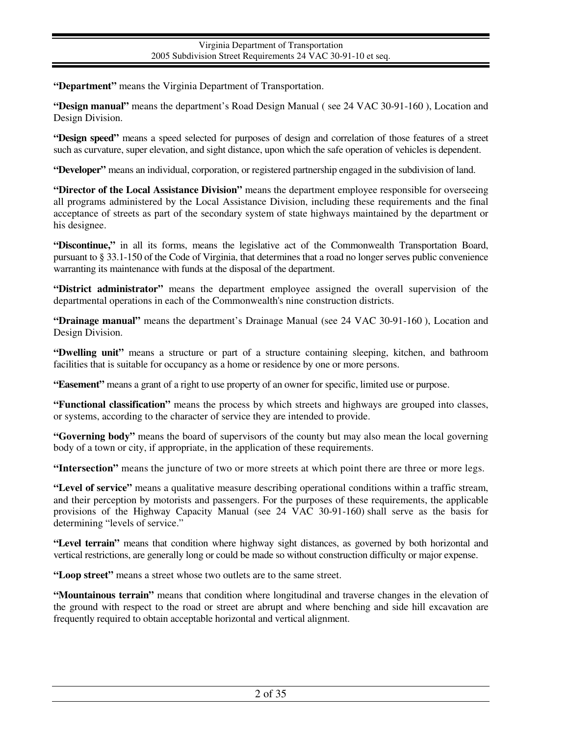**"Department"** means the Virginia Department of Transportation.

**"Design manual"** means the department's Road Design Manual ( see 24 VAC 30-91-160 ), Location and Design Division.

**"Design speed"** means a speed selected for purposes of design and correlation of those features of a street such as curvature, super elevation, and sight distance, upon which the safe operation of vehicles is dependent.

**"Developer"** means an individual, corporation, or registered partnership engaged in the subdivision of land.

**"Director of the Local Assistance Division"** means the department employee responsible for overseeing all programs administered by the Local Assistance Division, including these requirements and the final acceptance of streets as part of the secondary system of state highways maintained by the department or his designee.

**"Discontinue,"** in all its forms, means the legislative act of the Commonwealth Transportation Board, pursuant to § 33.1-150 of the Code of Virginia, that determines that a road no longer serves public convenience warranting its maintenance with funds at the disposal of the department.

**"District administrator"** means the department employee assigned the overall supervision of the departmental operations in each of the Commonwealth's nine construction districts.

**"Drainage manual"** means the department's Drainage Manual (see 24 VAC 30-91-160 ), Location and Design Division.

**"Dwelling unit"** means a structure or part of a structure containing sleeping, kitchen, and bathroom facilities that is suitable for occupancy as a home or residence by one or more persons.

**"Easement"** means a grant of a right to use property of an owner for specific, limited use or purpose.

**"Functional classification"** means the process by which streets and highways are grouped into classes, or systems, according to the character of service they are intended to provide.

**"Governing body"** means the board of supervisors of the county but may also mean the local governing body of a town or city, if appropriate, in the application of these requirements.

**"Intersection"** means the juncture of two or more streets at which point there are three or more legs.

**"Level of service"** means a qualitative measure describing operational conditions within a traffic stream, and their perception by motorists and passengers. For the purposes of these requirements, the applicable provisions of the Highway Capacity Manual (see 24 VAC 30-91-160) shall serve as the basis for determining "levels of service."

**"Level terrain"** means that condition where highway sight distances, as governed by both horizontal and vertical restrictions, are generally long or could be made so without construction difficulty or major expense.

**"Loop street"** means a street whose two outlets are to the same street.

**"Mountainous terrain"** means that condition where longitudinal and traverse changes in the elevation of the ground with respect to the road or street are abrupt and where benching and side hill excavation are frequently required to obtain acceptable horizontal and vertical alignment.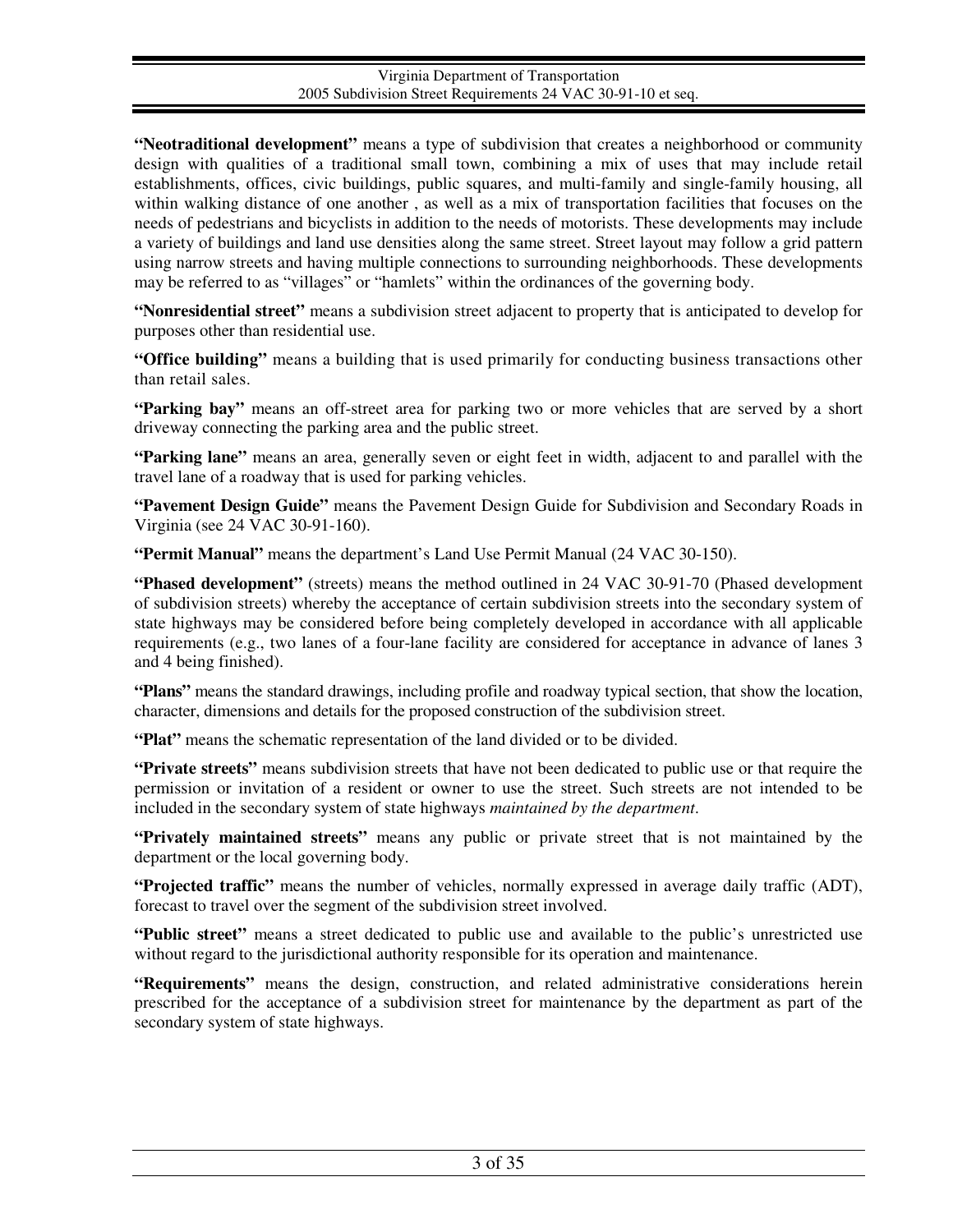**"Neotraditional development"** means a type of subdivision that creates a neighborhood or community design with qualities of a traditional small town, combining a mix of uses that may include retail establishments, offices, civic buildings, public squares, and multi-family and single-family housing, all within walking distance of one another , as well as a mix of transportation facilities that focuses on the needs of pedestrians and bicyclists in addition to the needs of motorists. These developments may include a variety of buildings and land use densities along the same street. Street layout may follow a grid pattern using narrow streets and having multiple connections to surrounding neighborhoods. These developments may be referred to as "villages" or "hamlets" within the ordinances of the governing body.

**"Nonresidential street"** means a subdivision street adjacent to property that is anticipated to develop for purposes other than residential use.

**"Office building"** means a building that is used primarily for conducting business transactions other than retail sales.

**"Parking bay"** means an off-street area for parking two or more vehicles that are served by a short driveway connecting the parking area and the public street.

**"Parking lane"** means an area, generally seven or eight feet in width, adjacent to and parallel with the travel lane of a roadway that is used for parking vehicles.

**"Pavement Design Guide"** means the Pavement Design Guide for Subdivision and Secondary Roads in Virginia (see 24 VAC 30-91-160).

**"Permit Manual"** means the department's Land Use Permit Manual (24 VAC 30-150).

**"Phased development"** (streets) means the method outlined in 24 VAC 30-91-70 (Phased development of subdivision streets) whereby the acceptance of certain subdivision streets into the secondary system of state highways may be considered before being completely developed in accordance with all applicable requirements (e.g., two lanes of a four-lane facility are considered for acceptance in advance of lanes 3 and 4 being finished).

**"Plans"** means the standard drawings, including profile and roadway typical section, that show the location, character, dimensions and details for the proposed construction of the subdivision street.

**"Plat"** means the schematic representation of the land divided or to be divided.

**"Private streets"** means subdivision streets that have not been dedicated to public use or that require the permission or invitation of a resident or owner to use the street. Such streets are not intended to be included in the secondary system of state highways *maintained by the department*.

**"Privately maintained streets"** means any public or private street that is not maintained by the department or the local governing body.

**"Projected traffic"** means the number of vehicles, normally expressed in average daily traffic (ADT), forecast to travel over the segment of the subdivision street involved.

**"Public street"** means a street dedicated to public use and available to the public's unrestricted use without regard to the jurisdictional authority responsible for its operation and maintenance.

**"Requirements"** means the design, construction, and related administrative considerations herein prescribed for the acceptance of a subdivision street for maintenance by the department as part of the secondary system of state highways.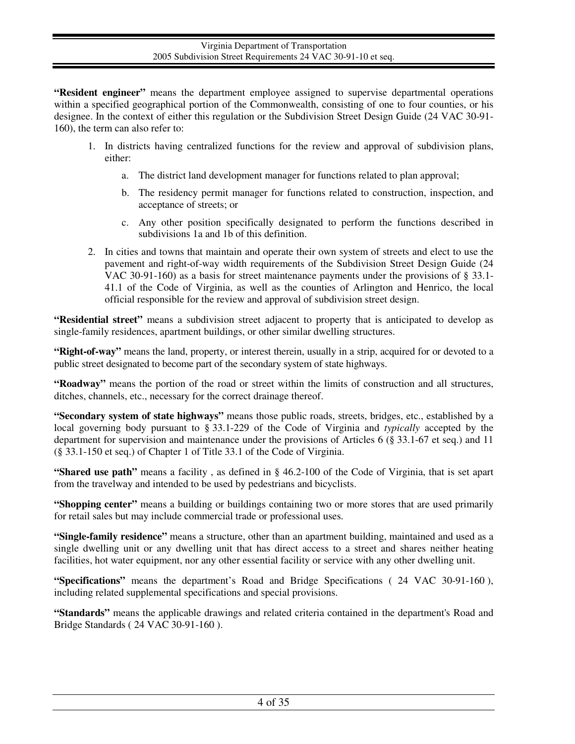**"Resident engineer"** means the department employee assigned to supervise departmental operations within a specified geographical portion of the Commonwealth, consisting of one to four counties, or his designee. In the context of either this regulation or the Subdivision Street Design Guide (24 VAC 30-91-160), the term can also refer to:

1. In districts having centralized functions for the review and approval of subdivision plans, either:
    a. The district land development manager for functions related to plan approval;
    b. The residency permit manager for functions related to construction, inspection, and acceptance of streets; or
    c. Any other position specifically designated to perform the functions described in subdivisions 1a and 1b of this definition.
2. In cities and towns that maintain and operate their own system of streets and elect to use the pavement and right-of-way width requirements of the Subdivision Street Design Guide (24 VAC 30-91-160) as a basis for street maintenance payments under the provisions of § 33.1-41.1 of the Code of Virginia, as well as the counties of Arlington and Henrico, the local official responsible for the review and approval of subdivision street design.

**"Residential street"** means a subdivision street adjacent to property that is anticipated to develop as single-family residences, apartment buildings, or other similar dwelling structures.

**"Right-of-way"** means the land, property, or interest therein, usually in a strip, acquired for or devoted to a public street designated to become part of the secondary system of state highways.

**"Roadway"** means the portion of the road or street within the limits of construction and all structures, ditches, channels, etc., necessary for the correct drainage thereof.

**"Secondary system of state highways"** means those public roads, streets, bridges, etc., established by a local governing body pursuant to § 33.1-229 of the Code of Virginia and *typically* accepted by the department for supervision and maintenance under the provisions of Articles 6 (§ 33.1-67 et seq.) and 11 (§ 33.1-150 et seq.) of Chapter 1 of Title 33.1 of the Code of Virginia.

**"Shared use path"** means a facility , as defined in § 46.2-100 of the Code of Virginia, that is set apart from the travelway and intended to be used by pedestrians and bicyclists.

**"Shopping center"** means a building or buildings containing two or more stores that are used primarily for retail sales but may include commercial trade or professional uses.

**"Single-family residence"** means a structure, other than an apartment building, maintained and used as a single dwelling unit or any dwelling unit that has direct access to a street and shares neither heating facilities, hot water equipment, nor any other essential facility or service with any other dwelling unit.

**"Specifications"** means the department's Road and Bridge Specifications ( 24 VAC 30-91-160 ), including related supplemental specifications and special provisions.

**"Standards"** means the applicable drawings and related criteria contained in the department's Road and Bridge Standards ( 24 VAC 30-91-160 ).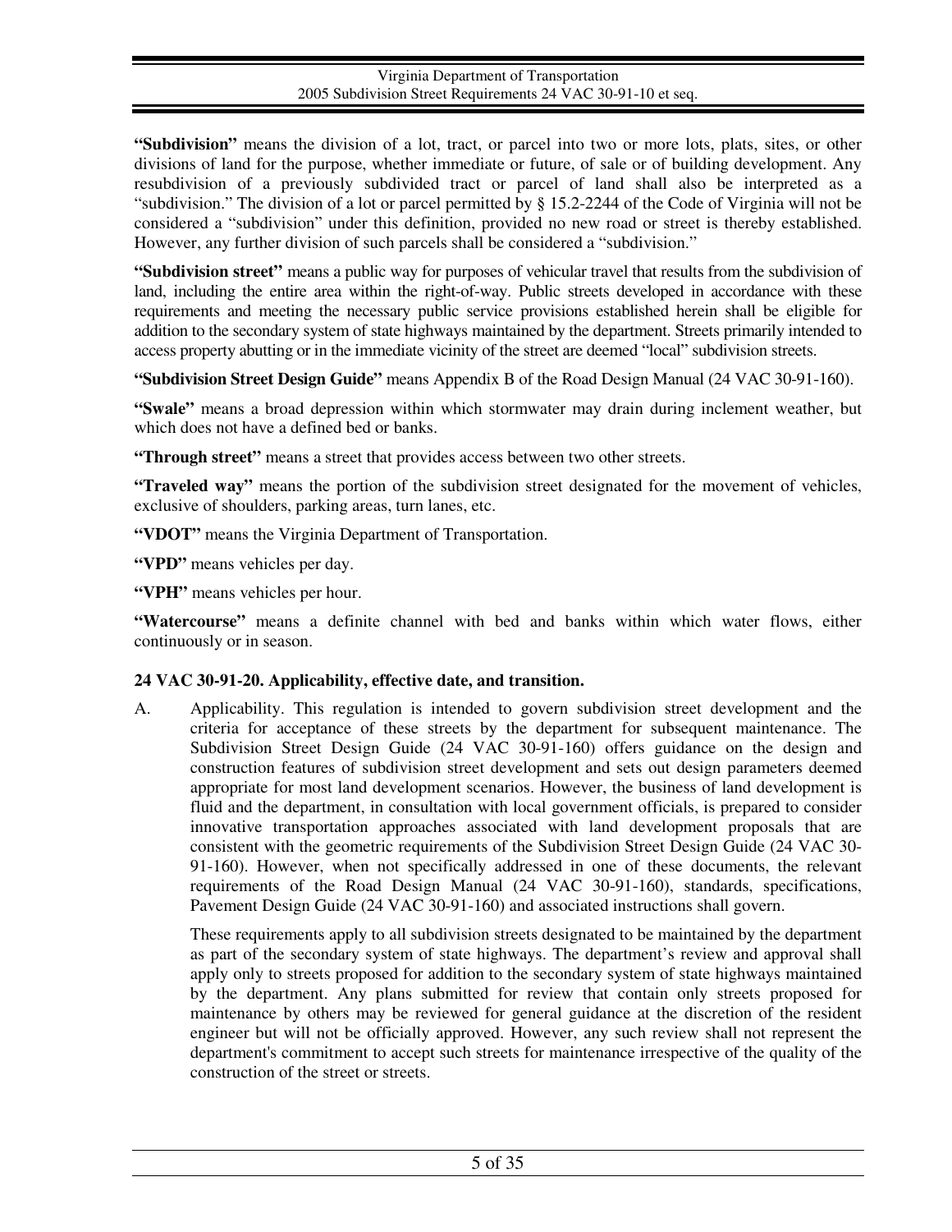**"Subdivision"** means the division of a lot, tract, or parcel into two or more lots, plats, sites, or other divisions of land for the purpose, whether immediate or future, of sale or of building development. Any resubdivision of a previously subdivided tract or parcel of land shall also be interpreted as a "subdivision." The division of a lot or parcel permitted by § 15.2-2244 of the Code of Virginia will not be considered a "subdivision" under this definition, provided no new road or street is thereby established. However, any further division of such parcels shall be considered a "subdivision."

**"Subdivision street"** means a public way for purposes of vehicular travel that results from the subdivision of land, including the entire area within the right-of-way. Public streets developed in accordance with these requirements and meeting the necessary public service provisions established herein shall be eligible for addition to the secondary system of state highways maintained by the department. Streets primarily intended to access property abutting or in the immediate vicinity of the street are deemed "local" subdivision streets.

**"Subdivision Street Design Guide"** means Appendix B of the Road Design Manual (24 VAC 30-91-160).

**"Swale"** means a broad depression within which stormwater may drain during inclement weather, but which does not have a defined bed or banks.

**"Through street"** means a street that provides access between two other streets.

**"Traveled way"** means the portion of the subdivision street designated for the movement of vehicles, exclusive of shoulders, parking areas, turn lanes, etc.

**"VDOT"** means the Virginia Department of Transportation.

**"VPD"** means vehicles per day.

**"VPH"** means vehicles per hour.

**"Watercourse"** means a definite channel with bed and banks within which water flows, either continuously or in season.

### 24 VAC 30-91-20. Applicability, effective date, and transition.

A. Applicability. This regulation is intended to govern subdivision street development and the criteria for acceptance of these streets by the department for subsequent maintenance. The Subdivision Street Design Guide (24 VAC 30-91-160) offers guidance on the design and construction features of subdivision street development and sets out design parameters deemed appropriate for most land development scenarios. However, the business of land development is fluid and the department, in consultation with local government officials, is prepared to consider innovative transportation approaches associated with land development proposals that are consistent with the geometric requirements of the Subdivision Street Design Guide (24 VAC 30-91-160). However, when not specifically addressed in one of these documents, the relevant requirements of the Road Design Manual (24 VAC 30-91-160), standards, specifications, Pavement Design Guide (24 VAC 30-91-160) and associated instructions shall govern.

   These requirements apply to all subdivision streets designated to be maintained by the department as part of the secondary system of state highways. The department's review and approval shall apply only to streets proposed for addition to the secondary system of state highways maintained by the department. Any plans submitted for review that contain only streets proposed for maintenance by others may be reviewed for general guidance at the discretion of the resident engineer but will not be officially approved. However, any such review shall not represent the department's commitment to accept such streets for maintenance irrespective of the quality of the construction of the street or streets.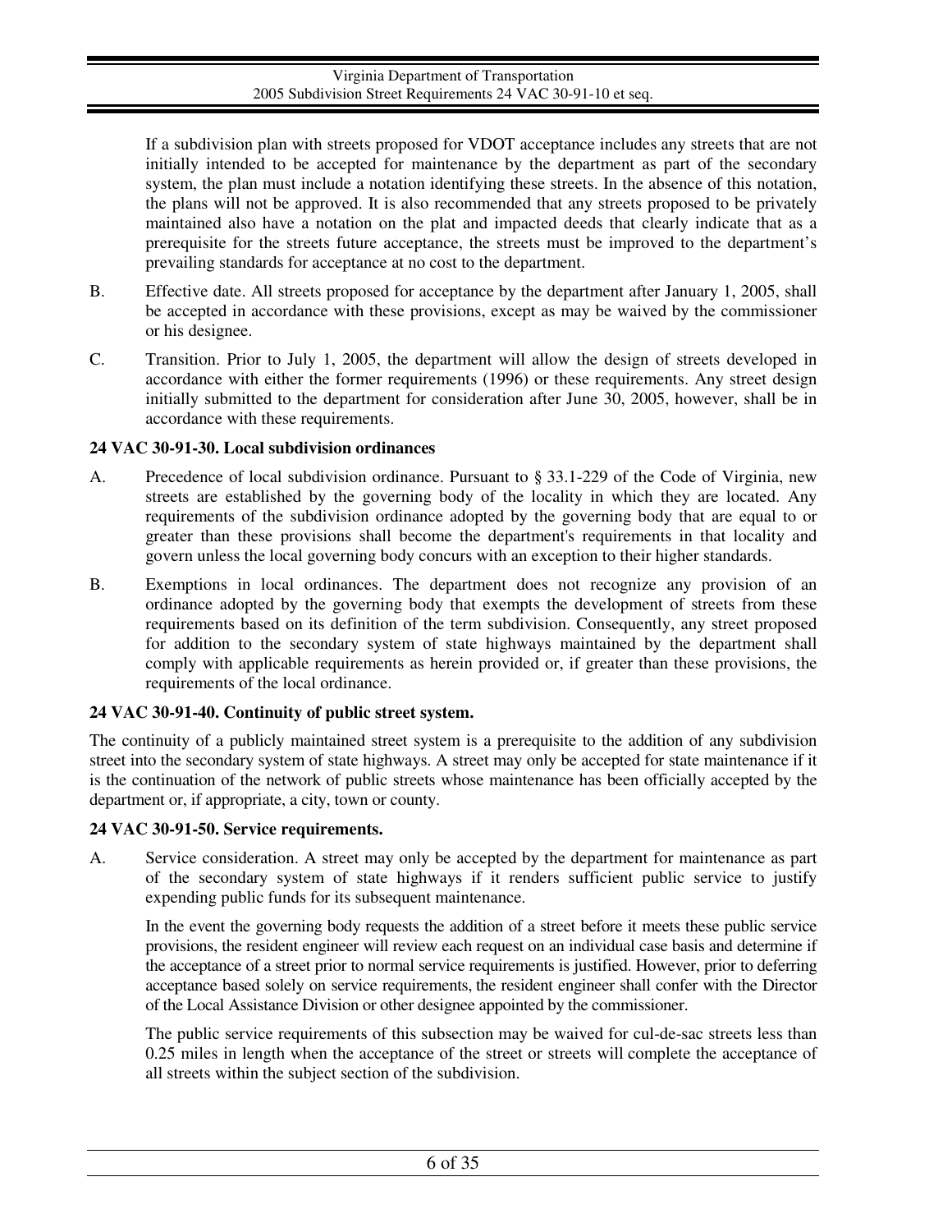If a subdivision plan with streets proposed for VDOT acceptance includes any streets that are not initially intended to be accepted for maintenance by the department as part of the secondary system, the plan must include a notation identifying these streets. In the absence of this notation, the plans will not be approved. It is also recommended that any streets proposed to be privately maintained also have a notation on the plat and impacted deeds that clearly indicate that as a prerequisite for the streets future acceptance, the streets must be improved to the department's prevailing standards for acceptance at no cost to the department.

B. Effective date. All streets proposed for acceptance by the department after January 1, 2005, shall be accepted in accordance with these provisions, except as may be waived by the commissioner or his designee.

C. Transition. Prior to July 1, 2005, the department will allow the design of streets developed in accordance with either the former requirements (1996) or these requirements. Any street design initially submitted to the department for consideration after June 30, 2005, however, shall be in accordance with these requirements.

**24 VAC 30-91-30. Local subdivision ordinances**

A. Precedence of local subdivision ordinance. Pursuant to § 33.1-229 of the Code of Virginia, new streets are established by the governing body of the locality in which they are located. Any requirements of the subdivision ordinance adopted by the governing body that are equal to or greater than these provisions shall become the department's requirements in that locality and govern unless the local governing body concurs with an exception to their higher standards.

B. Exemptions in local ordinances. The department does not recognize any provision of an ordinance adopted by the governing body that exempts the development of streets from these requirements based on its definition of the term subdivision. Consequently, any street proposed for addition to the secondary system of state highways maintained by the department shall comply with applicable requirements as herein provided or, if greater than these provisions, the requirements of the local ordinance.

**24 VAC 30-91-40. Continuity of public street system.**

The continuity of a publicly maintained street system is a prerequisite to the addition of any subdivision street into the secondary system of state highways. A street may only be accepted for state maintenance if it is the continuation of the network of public streets whose maintenance has been officially accepted by the department or, if appropriate, a city, town or county.

**24 VAC 30-91-50. Service requirements.**

A. Service consideration. A street may only be accepted by the department for maintenance as part of the secondary system of state highways if it renders sufficient public service to justify expending public funds for its subsequent maintenance.

In the event the governing body requests the addition of a street before it meets these public service provisions, the resident engineer will review each request on an individual case basis and determine if the acceptance of a street prior to normal service requirements is justified. However, prior to deferring acceptance based solely on service requirements, the resident engineer shall confer with the Director of the Local Assistance Division or other designee appointed by the commissioner.

The public service requirements of this subsection may be waived for cul-de-sac streets less than 0.25 miles in length when the acceptance of the street or streets will complete the acceptance of all streets within the subject section of the subdivision.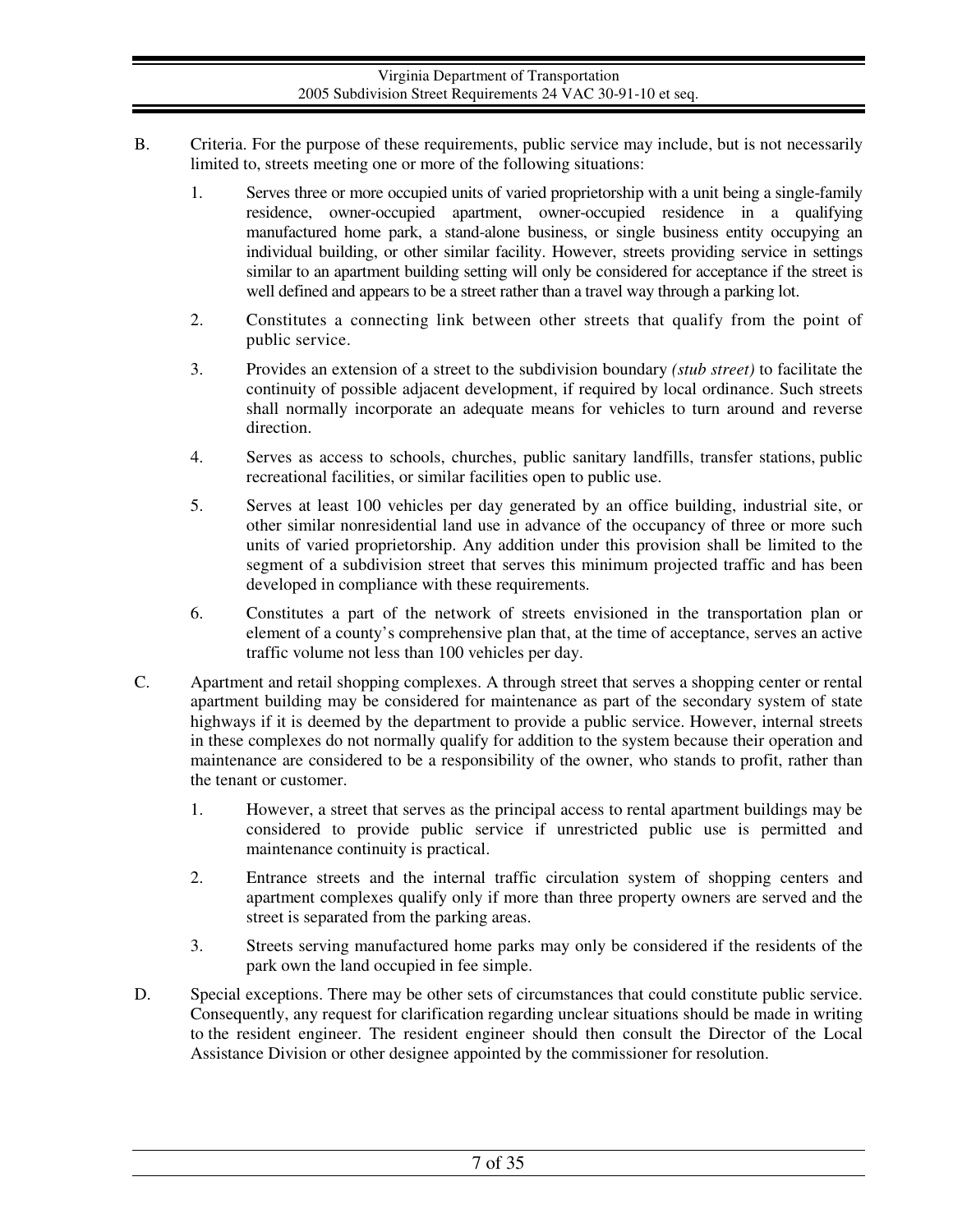B. Criteria. For the purpose of these requirements, public service may include, but is not necessarily limited to, streets meeting one or more of the following situations:

   1. Serves three or more occupied units of varied proprietorship with a unit being a single-family residence, owner-occupied apartment, owner-occupied residence in a qualifying manufactured home park, a stand-alone business, or single business entity occupying an individual building, or other similar facility. However, streets providing service in settings similar to an apartment building setting will only be considered for acceptance if the street is well defined and appears to be a street rather than a travel way through a parking lot.

   2. Constitutes a connecting link between other streets that qualify from the point of public service.

   3. Provides an extension of a street to the subdivision boundary *(stub street)* to facilitate the continuity of possible adjacent development, if required by local ordinance. Such streets shall normally incorporate an adequate means for vehicles to turn around and reverse direction.

   4. Serves as access to schools, churches, public sanitary landfills, transfer stations, public recreational facilities, or similar facilities open to public use.

   5. Serves at least 100 vehicles per day generated by an office building, industrial site, or other similar nonresidential land use in advance of the occupancy of three or more such units of varied proprietorship. Any addition under this provision shall be limited to the segment of a subdivision street that serves this minimum projected traffic and has been developed in compliance with these requirements.

   6. Constitutes a part of the network of streets envisioned in the transportation plan or element of a county's comprehensive plan that, at the time of acceptance, serves an active traffic volume not less than 100 vehicles per day.

C. Apartment and retail shopping complexes. A through street that serves a shopping center or rental apartment building may be considered for maintenance as part of the secondary system of state highways if it is deemed by the department to provide a public service. However, internal streets in these complexes do not normally qualify for addition to the system because their operation and maintenance are considered to be a responsibility of the owner, who stands to profit, rather than the tenant or customer.

   1. However, a street that serves as the principal access to rental apartment buildings may be considered to provide public service if unrestricted public use is permitted and maintenance continuity is practical.

   2. Entrance streets and the internal traffic circulation system of shopping centers and apartment complexes qualify only if more than three property owners are served and the street is separated from the parking areas.

   3. Streets serving manufactured home parks may only be considered if the residents of the park own the land occupied in fee simple.

D. Special exceptions. There may be other sets of circumstances that could constitute public service. Consequently, any request for clarification regarding unclear situations should be made in writing to the resident engineer. The resident engineer should then consult the Director of the Local Assistance Division or other designee appointed by the commissioner for resolution.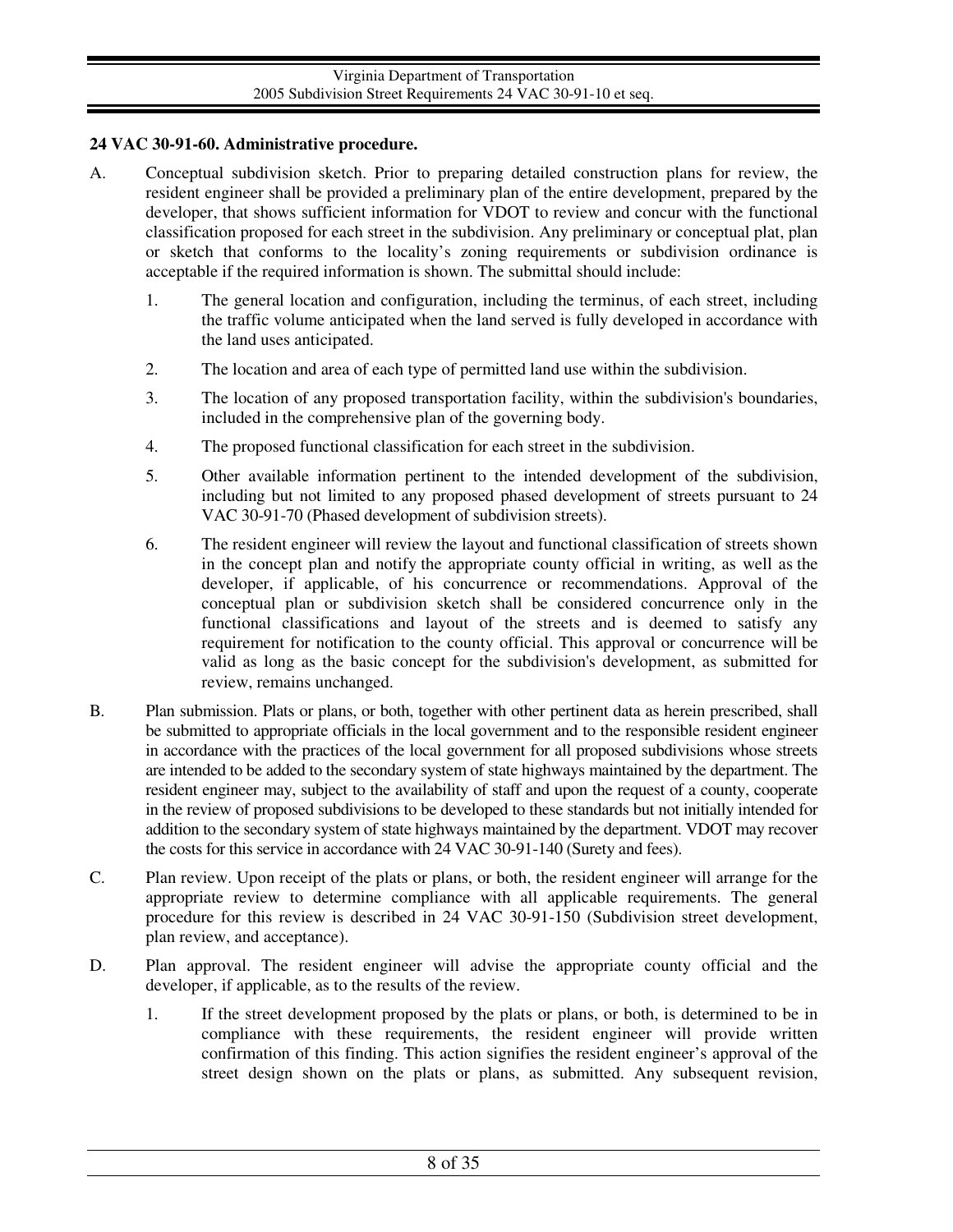**24 VAC 30-91-60. Administrative procedure.**

A. Conceptual subdivision sketch. Prior to preparing detailed construction plans for review, the resident engineer shall be provided a preliminary plan of the entire development, prepared by the developer, that shows sufficient information for VDOT to review and concur with the functional classification proposed for each street in the subdivision. Any preliminary or conceptual plat, plan or sketch that conforms to the locality's zoning requirements or subdivision ordinance is acceptable if the required information is shown. The submittal should include:

   1. The general location and configuration, including the terminus, of each street, including the traffic volume anticipated when the land served is fully developed in accordance with the land uses anticipated.

   2. The location and area of each type of permitted land use within the subdivision.

   3. The location of any proposed transportation facility, within the subdivision's boundaries, included in the comprehensive plan of the governing body.

   4. The proposed functional classification for each street in the subdivision.

   5. Other available information pertinent to the intended development of the subdivision, including but not limited to any proposed phased development of streets pursuant to 24 VAC 30-91-70 (Phased development of subdivision streets).

   6. The resident engineer will review the layout and functional classification of streets shown in the concept plan and notify the appropriate county official in writing, as well as the developer, if applicable, of his concurrence or recommendations. Approval of the conceptual plan or subdivision sketch shall be considered concurrence only in the functional classifications and layout of the streets and is deemed to satisfy any requirement for notification to the county official. This approval or concurrence will be valid as long as the basic concept for the subdivision's development, as submitted for review, remains unchanged.

B. Plan submission. Plats or plans, or both, together with other pertinent data as herein prescribed, shall be submitted to appropriate officials in the local government and to the responsible resident engineer in accordance with the practices of the local government for all proposed subdivisions whose streets are intended to be added to the secondary system of state highways maintained by the department. The resident engineer may, subject to the availability of staff and upon the request of a county, cooperate in the review of proposed subdivisions to be developed to these standards but not initially intended for addition to the secondary system of state highways maintained by the department. VDOT may recover the costs for this service in accordance with 24 VAC 30-91-140 (Surety and fees).

C. Plan review. Upon receipt of the plats or plans, or both, the resident engineer will arrange for the appropriate review to determine compliance with all applicable requirements. The general procedure for this review is described in 24 VAC 30-91-150 (Subdivision street development, plan review, and acceptance).

D. Plan approval. The resident engineer will advise the appropriate county official and the developer, if applicable, as to the results of the review.

   1. If the street development proposed by the plats or plans, or both, is determined to be in compliance with these requirements, the resident engineer will provide written confirmation of this finding. This action signifies the resident engineer's approval of the street design shown on the plats or plans, as submitted. Any subsequent revision,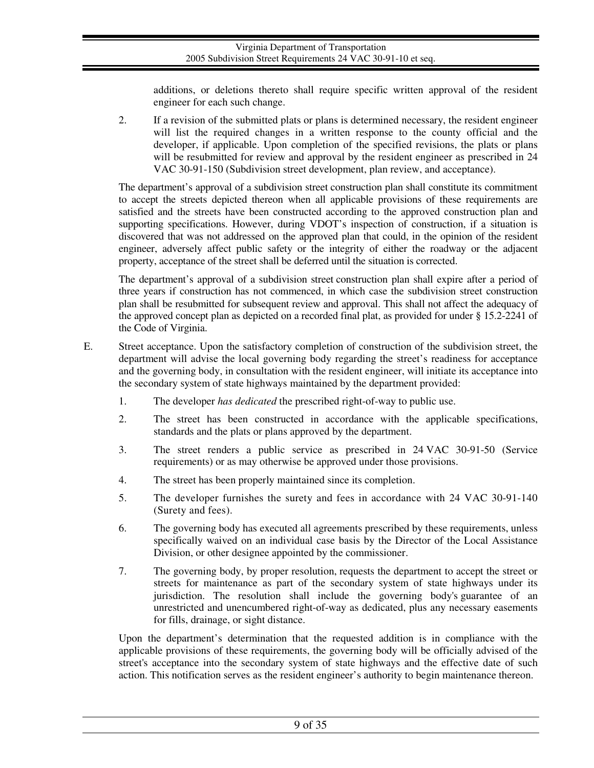additions, or deletions thereto shall require specific written approval of the resident engineer for each such change.

2. If a revision of the submitted plats or plans is determined necessary, the resident engineer will list the required changes in a written response to the county official and the developer, if applicable. Upon completion of the specified revisions, the plats or plans will be resubmitted for review and approval by the resident engineer as prescribed in 24 VAC 30-91-150 (Subdivision street development, plan review, and acceptance).

The department's approval of a subdivision street construction plan shall constitute its commitment to accept the streets depicted thereon when all applicable provisions of these requirements are satisfied and the streets have been constructed according to the approved construction plan and supporting specifications. However, during VDOT's inspection of construction, if a situation is discovered that was not addressed on the approved plan that could, in the opinion of the resident engineer, adversely affect public safety or the integrity of either the roadway or the adjacent property, acceptance of the street shall be deferred until the situation is corrected.

The department's approval of a subdivision street construction plan shall expire after a period of three years if construction has not commenced, in which case the subdivision street construction plan shall be resubmitted for subsequent review and approval. This shall not affect the adequacy of the approved concept plan as depicted on a recorded final plat, as provided for under § 15.2-2241 of the Code of Virginia.

E. Street acceptance. Upon the satisfactory completion of construction of the subdivision street, the department will advise the local governing body regarding the street's readiness for acceptance and the governing body, in consultation with the resident engineer, will initiate its acceptance into the secondary system of state highways maintained by the department provided:

1. The developer *has dedicated* the prescribed right-of-way to public use.

2. The street has been constructed in accordance with the applicable specifications, standards and the plats or plans approved by the department.

3. The street renders a public service as prescribed in 24 VAC 30-91-50 (Service requirements) or as may otherwise be approved under those provisions.

4. The street has been properly maintained since its completion.

5. The developer furnishes the surety and fees in accordance with 24 VAC 30-91-140 (Surety and fees).

6. The governing body has executed all agreements prescribed by these requirements, unless specifically waived on an individual case basis by the Director of the Local Assistance Division, or other designee appointed by the commissioner.

7. The governing body, by proper resolution, requests the department to accept the street or streets for maintenance as part of the secondary system of state highways under its jurisdiction. The resolution shall include the governing body's guarantee of an unrestricted and unencumbered right-of-way as dedicated, plus any necessary easements for fills, drainage, or sight distance.

Upon the department's determination that the requested addition is in compliance with the applicable provisions of these requirements, the governing body will be officially advised of the street's acceptance into the secondary system of state highways and the effective date of such action. This notification serves as the resident engineer's authority to begin maintenance thereon.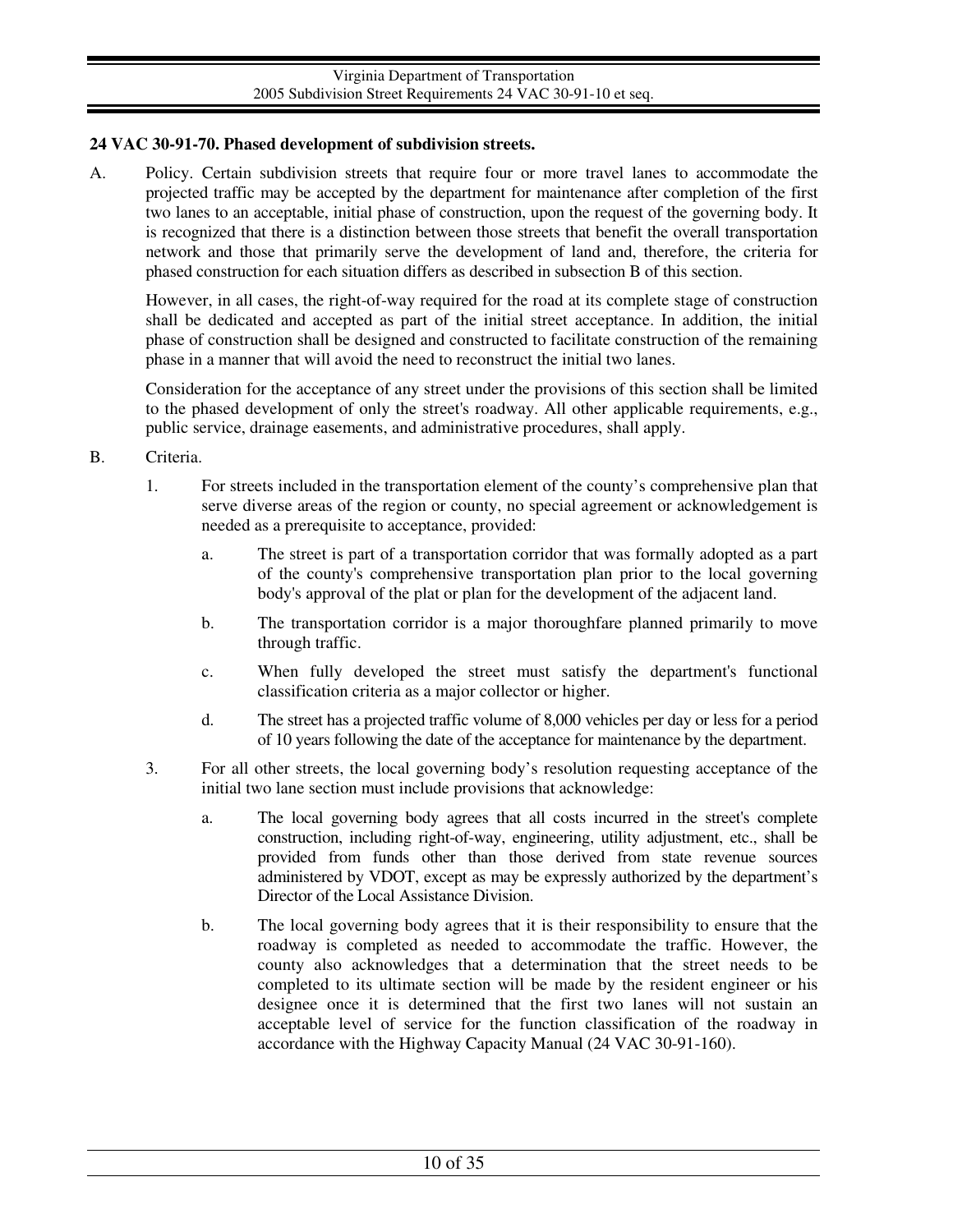**24 VAC 30-91-70. Phased development of subdivision streets.**

A. Policy. Certain subdivision streets that require four or more travel lanes to accommodate the projected traffic may be accepted by the department for maintenance after completion of the first two lanes to an acceptable, initial phase of construction, upon the request of the governing body. It is recognized that there is a distinction between those streets that benefit the overall transportation network and those that primarily serve the development of land and, therefore, the criteria for phased construction for each situation differs as described in subsection B of this section.

   However, in all cases, the right-of-way required for the road at its complete stage of construction shall be dedicated and accepted as part of the initial street acceptance. In addition, the initial phase of construction shall be designed and constructed to facilitate construction of the remaining phase in a manner that will avoid the need to reconstruct the initial two lanes.

   Consideration for the acceptance of any street under the provisions of this section shall be limited to the phased development of only the street's roadway. All other applicable requirements, e.g., public service, drainage easements, and administrative procedures, shall apply.

B. Criteria.

   1. For streets included in the transportation element of the county's comprehensive plan that serve diverse areas of the region or county, no special agreement or acknowledgement is needed as a prerequisite to acceptance, provided:

      a. The street is part of a transportation corridor that was formally adopted as a part of the county's comprehensive transportation plan prior to the local governing body's approval of the plat or plan for the development of the adjacent land.

      b. The transportation corridor is a major thoroughfare planned primarily to move through traffic.

      c. When fully developed the street must satisfy the department's functional classification criteria as a major collector or higher.

      d. The street has a projected traffic volume of 8,000 vehicles per day or less for a period of 10 years following the date of the acceptance for maintenance by the department.

   3. For all other streets, the local governing body's resolution requesting acceptance of the initial two lane section must include provisions that acknowledge:

      a. The local governing body agrees that all costs incurred in the street's complete construction, including right-of-way, engineering, utility adjustment, etc., shall be provided from funds other than those derived from state revenue sources administered by VDOT, except as may be expressly authorized by the department's Director of the Local Assistance Division.

      b. The local governing body agrees that it is their responsibility to ensure that the roadway is completed as needed to accommodate the traffic. However, the county also acknowledges that a determination that the street needs to be completed to its ultimate section will be made by the resident engineer or his designee once it is determined that the first two lanes will not sustain an acceptable level of service for the function classification of the roadway in accordance with the Highway Capacity Manual (24 VAC 30-91-160).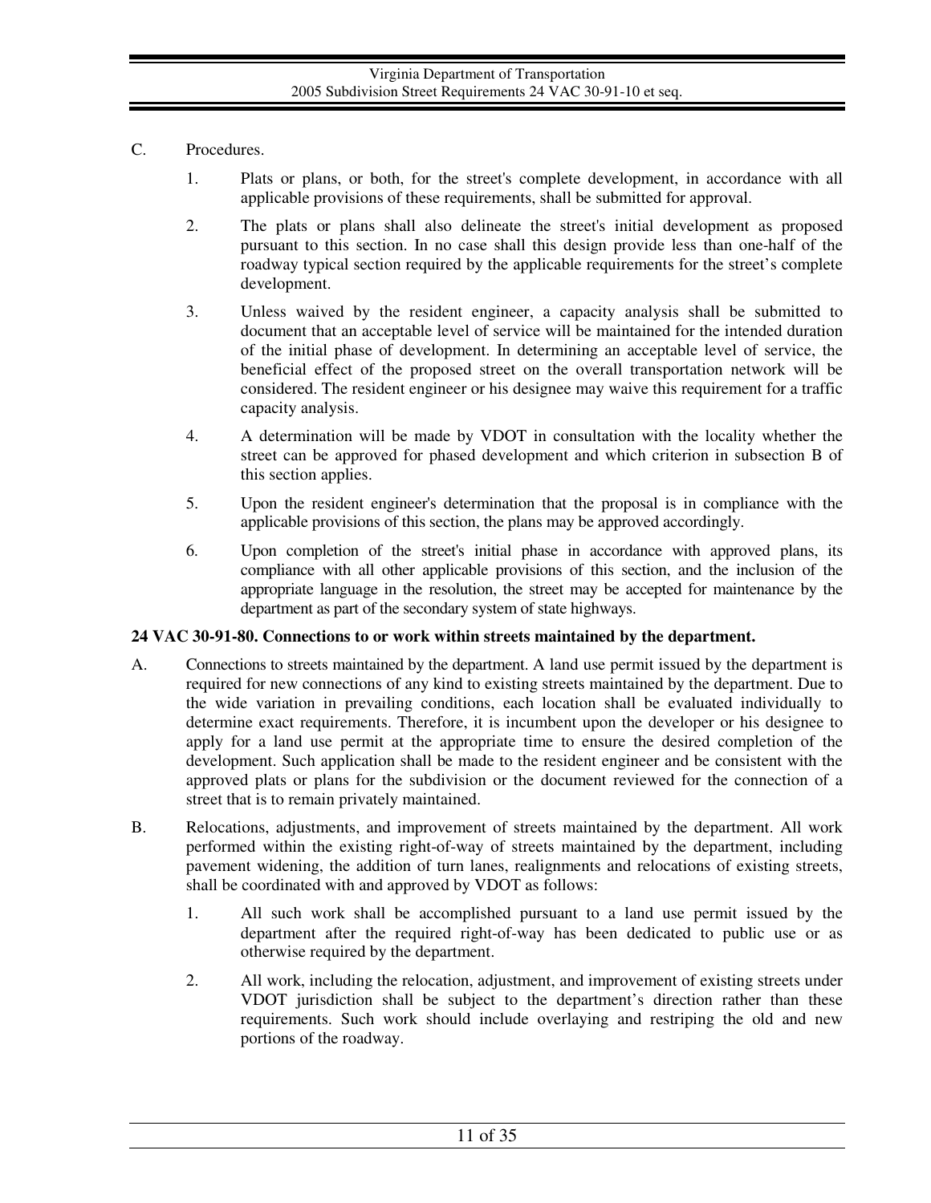C. Procedures.

1. Plats or plans, or both, for the street's complete development, in accordance with all applicable provisions of these requirements, shall be submitted for approval.

2. The plats or plans shall also delineate the street's initial development as proposed pursuant to this section. In no case shall this design provide less than one-half of the roadway typical section required by the applicable requirements for the street's complete development.

3. Unless waived by the resident engineer, a capacity analysis shall be submitted to document that an acceptable level of service will be maintained for the intended duration of the initial phase of development. In determining an acceptable level of service, the beneficial effect of the proposed street on the overall transportation network will be considered. The resident engineer or his designee may waive this requirement for a traffic capacity analysis.

4. A determination will be made by VDOT in consultation with the locality whether the street can be approved for phased development and which criterion in subsection B of this section applies.

5. Upon the resident engineer's determination that the proposal is in compliance with the applicable provisions of this section, the plans may be approved accordingly.

6. Upon completion of the street's initial phase in accordance with approved plans, its compliance with all other applicable provisions of this section, and the inclusion of the appropriate language in the resolution, the street may be accepted for maintenance by the department as part of the secondary system of state highways.

**24 VAC 30-91-80. Connections to or work within streets maintained by the department.**

A. Connections to streets maintained by the department. A land use permit issued by the department is required for new connections of any kind to existing streets maintained by the department. Due to the wide variation in prevailing conditions, each location shall be evaluated individually to determine exact requirements. Therefore, it is incumbent upon the developer or his designee to apply for a land use permit at the appropriate time to ensure the desired completion of the development. Such application shall be made to the resident engineer and be consistent with the approved plats or plans for the subdivision or the document reviewed for the connection of a street that is to remain privately maintained.

B. Relocations, adjustments, and improvement of streets maintained by the department. All work performed within the existing right-of-way of streets maintained by the department, including pavement widening, the addition of turn lanes, realignments and relocations of existing streets, shall be coordinated with and approved by VDOT as follows:

1. All such work shall be accomplished pursuant to a land use permit issued by the department after the required right-of-way has been dedicated to public use or as otherwise required by the department.

2. All work, including the relocation, adjustment, and improvement of existing streets under VDOT jurisdiction shall be subject to the department's direction rather than these requirements. Such work should include overlaying and restriping the old and new portions of the roadway.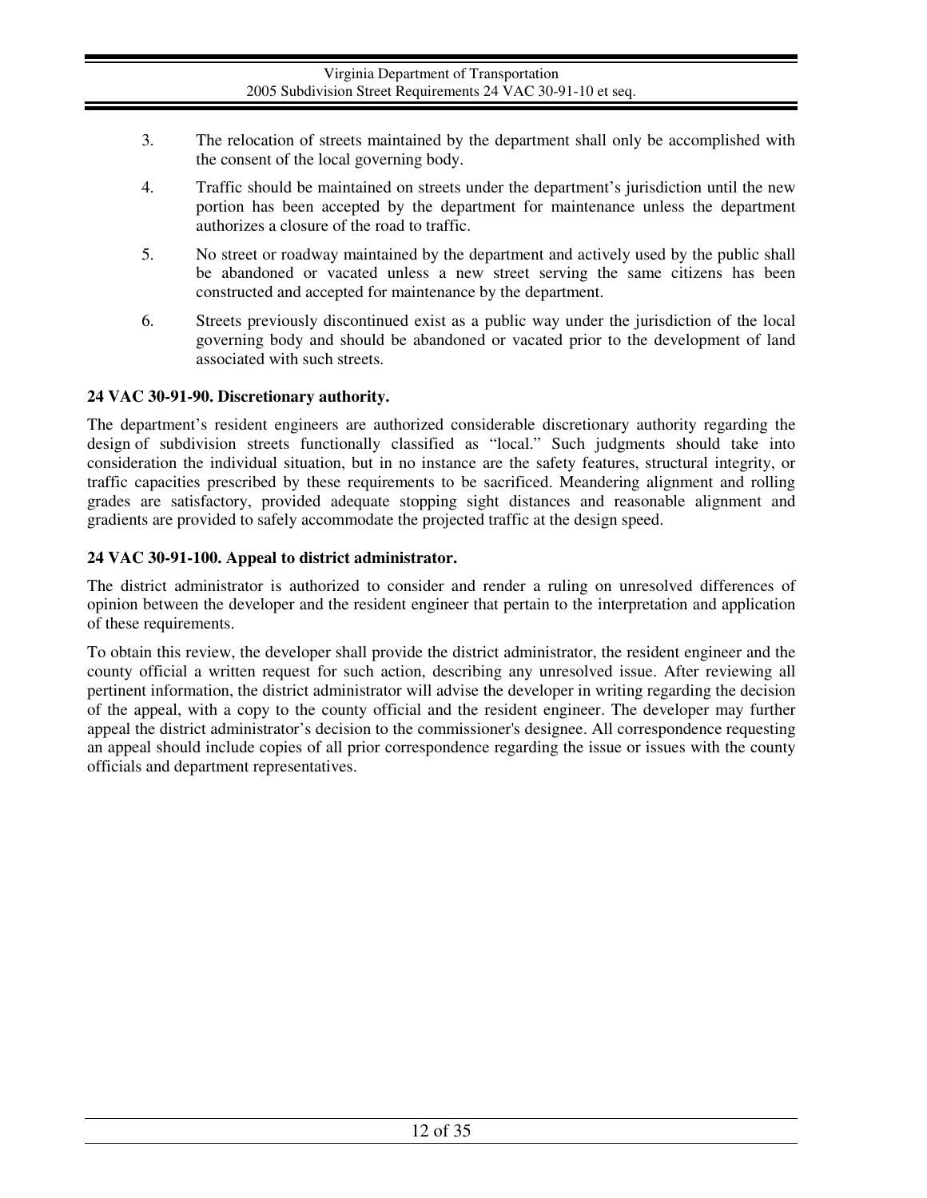3. The relocation of streets maintained by the department shall only be accomplished with the consent of the local governing body.

4. Traffic should be maintained on streets under the department's jurisdiction until the new portion has been accepted by the department for maintenance unless the department authorizes a closure of the road to traffic.

5. No street or roadway maintained by the department and actively used by the public shall be abandoned or vacated unless a new street serving the same citizens has been constructed and accepted for maintenance by the department.

6. Streets previously discontinued exist as a public way under the jurisdiction of the local governing body and should be abandoned or vacated prior to the development of land associated with such streets.

**24 VAC 30-91-90. Discretionary authority.**

The department's resident engineers are authorized considerable discretionary authority regarding the design of subdivision streets functionally classified as "local." Such judgments should take into consideration the individual situation, but in no instance are the safety features, structural integrity, or traffic capacities prescribed by these requirements to be sacrificed. Meandering alignment and rolling grades are satisfactory, provided adequate stopping sight distances and reasonable alignment and gradients are provided to safely accommodate the projected traffic at the design speed.

**24 VAC 30-91-100. Appeal to district administrator.**

The district administrator is authorized to consider and render a ruling on unresolved differences of opinion between the developer and the resident engineer that pertain to the interpretation and application of these requirements.

To obtain this review, the developer shall provide the district administrator, the resident engineer and the county official a written request for such action, describing any unresolved issue. After reviewing all pertinent information, the district administrator will advise the developer in writing regarding the decision of the appeal, with a copy to the county official and the resident engineer. The developer may further appeal the district administrator's decision to the commissioner's designee. All correspondence requesting an appeal should include copies of all prior correspondence regarding the issue or issues with the county officials and department representatives.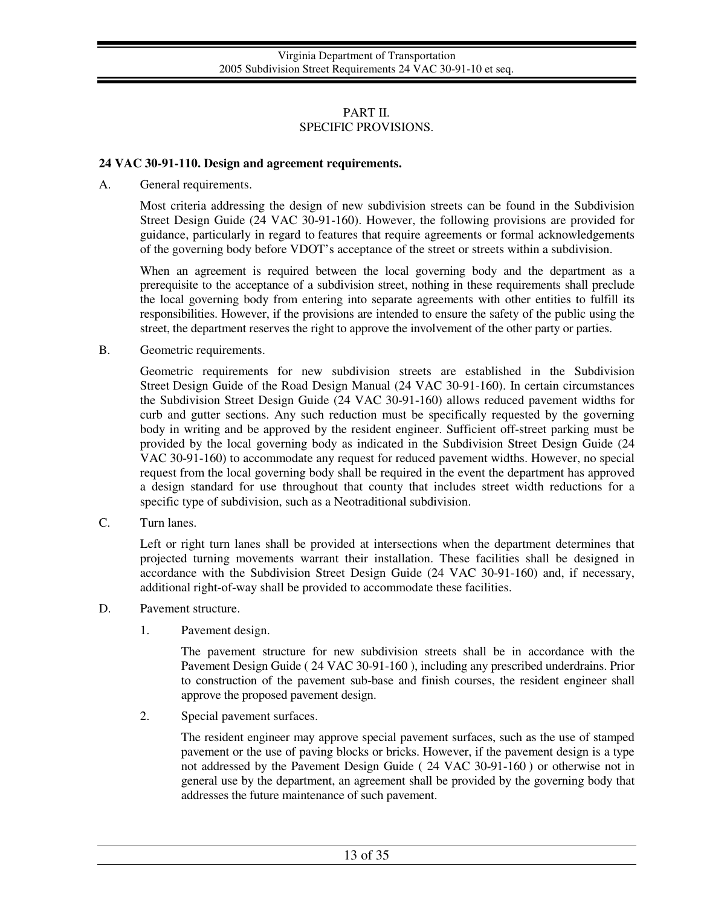## PART II.
## SPECIFIC PROVISIONS.

**24 VAC 30-91-110. Design and agreement requirements.**

A. General requirements.

Most criteria addressing the design of new subdivision streets can be found in the Subdivision Street Design Guide (24 VAC 30-91-160). However, the following provisions are provided for guidance, particularly in regard to features that require agreements or formal acknowledgements of the governing body before VDOT's acceptance of the street or streets within a subdivision.

When an agreement is required between the local governing body and the department as a prerequisite to the acceptance of a subdivision street, nothing in these requirements shall preclude the local governing body from entering into separate agreements with other entities to fulfill its responsibilities. However, if the provisions are intended to ensure the safety of the public using the street, the department reserves the right to approve the involvement of the other party or parties.

B. Geometric requirements.

Geometric requirements for new subdivision streets are established in the Subdivision Street Design Guide of the Road Design Manual (24 VAC 30-91-160). In certain circumstances the Subdivision Street Design Guide (24 VAC 30-91-160) allows reduced pavement widths for curb and gutter sections. Any such reduction must be specifically requested by the governing body in writing and be approved by the resident engineer. Sufficient off-street parking must be provided by the local governing body as indicated in the Subdivision Street Design Guide (24 VAC 30-91-160) to accommodate any request for reduced pavement widths. However, no special request from the local governing body shall be required in the event the department has approved a design standard for use throughout that county that includes street width reductions for a specific type of subdivision, such as a Neotraditional subdivision.

C. Turn lanes.

Left or right turn lanes shall be provided at intersections when the department determines that projected turning movements warrant their installation. These facilities shall be designed in accordance with the Subdivision Street Design Guide (24 VAC 30-91-160) and, if necessary, additional right-of-way shall be provided to accommodate these facilities.

D. Pavement structure.

1. Pavement design.

   The pavement structure for new subdivision streets shall be in accordance with the Pavement Design Guide ( 24 VAC 30-91-160 ), including any prescribed underdrains. Prior to construction of the pavement sub-base and finish courses, the resident engineer shall approve the proposed pavement design.

2. Special pavement surfaces.

   The resident engineer may approve special pavement surfaces, such as the use of stamped pavement or the use of paving blocks or bricks. However, if the pavement design is a type not addressed by the Pavement Design Guide ( 24 VAC 30-91-160 ) or otherwise not in general use by the department, an agreement shall be provided by the governing body that addresses the future maintenance of such pavement.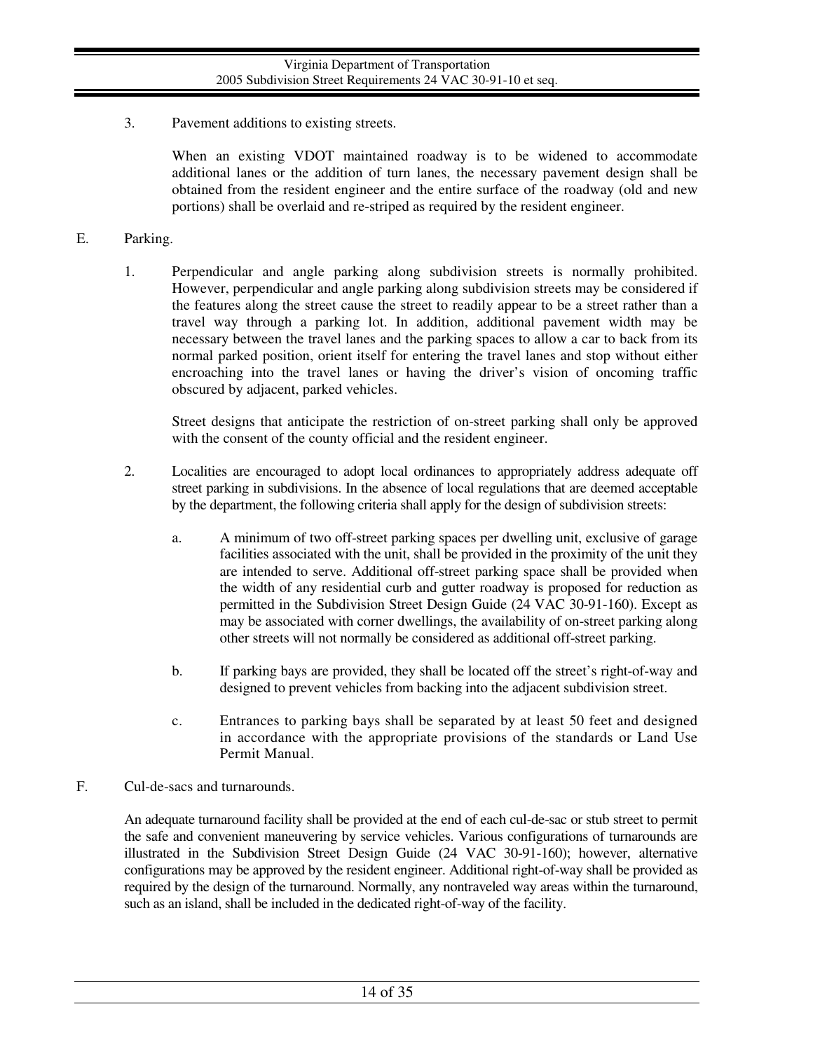3. Pavement additions to existing streets.

   When an existing VDOT maintained roadway is to be widened to accommodate additional lanes or the addition of turn lanes, the necessary pavement design shall be obtained from the resident engineer and the entire surface of the roadway (old and new portions) shall be overlaid and re-striped as required by the resident engineer.

E. Parking.

1. Perpendicular and angle parking along subdivision streets is normally prohibited. However, perpendicular and angle parking along subdivision streets may be considered if the features along the street cause the street to readily appear to be a street rather than a travel way through a parking lot. In addition, additional pavement width may be necessary between the travel lanes and the parking spaces to allow a car to back from its normal parked position, orient itself for entering the travel lanes and stop without either encroaching into the travel lanes or having the driver's vision of oncoming traffic obscured by adjacent, parked vehicles.

   Street designs that anticipate the restriction of on-street parking shall only be approved with the consent of the county official and the resident engineer.

2. Localities are encouraged to adopt local ordinances to appropriately address adequate off street parking in subdivisions. In the absence of local regulations that are deemed acceptable by the department, the following criteria shall apply for the design of subdivision streets:

   a. A minimum of two off-street parking spaces per dwelling unit, exclusive of garage facilities associated with the unit, shall be provided in the proximity of the unit they are intended to serve. Additional off-street parking space shall be provided when the width of any residential curb and gutter roadway is proposed for reduction as permitted in the Subdivision Street Design Guide (24 VAC 30-91-160). Except as may be associated with corner dwellings, the availability of on-street parking along other streets will not normally be considered as additional off-street parking.

   b. If parking bays are provided, they shall be located off the street's right-of-way and designed to prevent vehicles from backing into the adjacent subdivision street.

   c. Entrances to parking bays shall be separated by at least 50 feet and designed in accordance with the appropriate provisions of the standards or Land Use Permit Manual.

F. Cul-de-sacs and turnarounds.

An adequate turnaround facility shall be provided at the end of each cul-de-sac or stub street to permit the safe and convenient maneuvering by service vehicles. Various configurations of turnarounds are illustrated in the Subdivision Street Design Guide (24 VAC 30-91-160); however, alternative configurations may be approved by the resident engineer. Additional right-of-way shall be provided as required by the design of the turnaround. Normally, any nontraveled way areas within the turnaround, such as an island, shall be included in the dedicated right-of-way of the facility.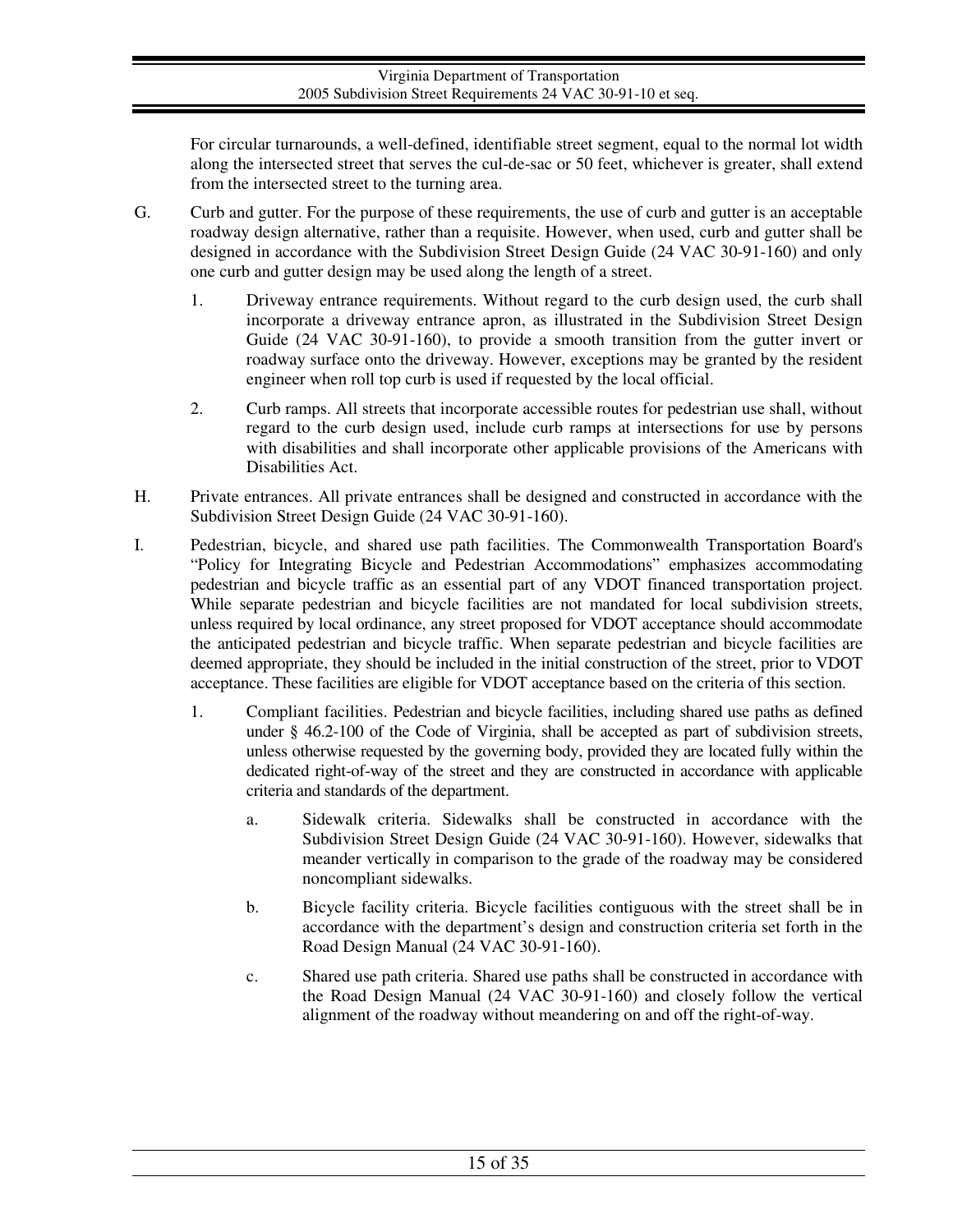For circular turnarounds, a well-defined, identifiable street segment, equal to the normal lot width along the intersected street that serves the cul-de-sac or 50 feet, whichever is greater, shall extend from the intersected street to the turning area.

G. Curb and gutter. For the purpose of these requirements, the use of curb and gutter is an acceptable roadway design alternative, rather than a requisite. However, when used, curb and gutter shall be designed in accordance with the Subdivision Street Design Guide (24 VAC 30-91-160) and only one curb and gutter design may be used along the length of a street.

   1. Driveway entrance requirements. Without regard to the curb design used, the curb shall incorporate a driveway entrance apron, as illustrated in the Subdivision Street Design Guide (24 VAC 30-91-160), to provide a smooth transition from the gutter invert or roadway surface onto the driveway. However, exceptions may be granted by the resident engineer when roll top curb is used if requested by the local official.

   2. Curb ramps. All streets that incorporate accessible routes for pedestrian use shall, without regard to the curb design used, include curb ramps at intersections for use by persons with disabilities and shall incorporate other applicable provisions of the Americans with Disabilities Act.

H. Private entrances. All private entrances shall be designed and constructed in accordance with the Subdivision Street Design Guide (24 VAC 30-91-160).

I. Pedestrian, bicycle, and shared use path facilities. The Commonwealth Transportation Board's "Policy for Integrating Bicycle and Pedestrian Accommodations" emphasizes accommodating pedestrian and bicycle traffic as an essential part of any VDOT financed transportation project. While separate pedestrian and bicycle facilities are not mandated for local subdivision streets, unless required by local ordinance, any street proposed for VDOT acceptance should accommodate the anticipated pedestrian and bicycle traffic. When separate pedestrian and bicycle facilities are deemed appropriate, they should be included in the initial construction of the street, prior to VDOT acceptance. These facilities are eligible for VDOT acceptance based on the criteria of this section.

   1. Compliant facilities. Pedestrian and bicycle facilities, including shared use paths as defined under § 46.2-100 of the Code of Virginia, shall be accepted as part of subdivision streets, unless otherwise requested by the governing body, provided they are located fully within the dedicated right-of-way of the street and they are constructed in accordance with applicable criteria and standards of the department.

      a. Sidewalk criteria. Sidewalks shall be constructed in accordance with the Subdivision Street Design Guide (24 VAC 30-91-160). However, sidewalks that meander vertically in comparison to the grade of the roadway may be considered noncompliant sidewalks.

      b. Bicycle facility criteria. Bicycle facilities contiguous with the street shall be in accordance with the department's design and construction criteria set forth in the Road Design Manual (24 VAC 30-91-160).

      c. Shared use path criteria. Shared use paths shall be constructed in accordance with the Road Design Manual (24 VAC 30-91-160) and closely follow the vertical alignment of the roadway without meandering on and off the right-of-way.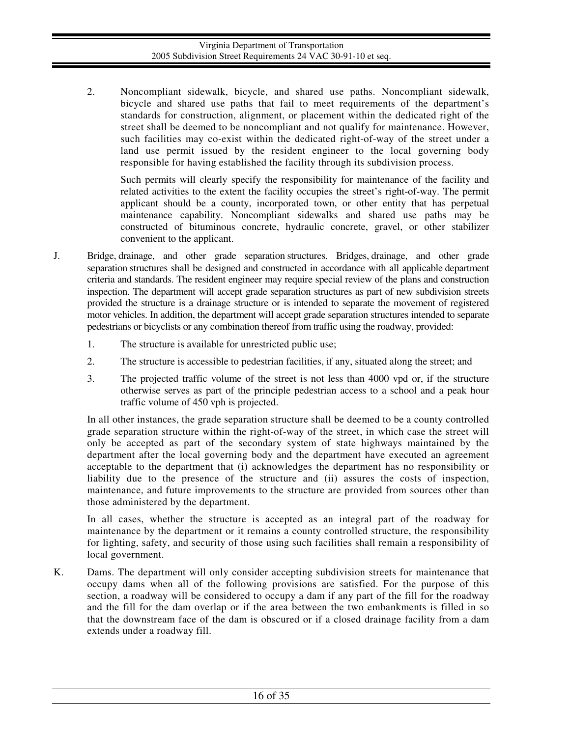2. Noncompliant sidewalk, bicycle, and shared use paths. Noncompliant sidewalk, bicycle and shared use paths that fail to meet requirements of the department's standards for construction, alignment, or placement within the dedicated right of the street shall be deemed to be noncompliant and not qualify for maintenance. However, such facilities may co-exist within the dedicated right-of-way of the street under a land use permit issued by the resident engineer to the local governing body responsible for having established the facility through its subdivision process.

   Such permits will clearly specify the responsibility for maintenance of the facility and related activities to the extent the facility occupies the street's right-of-way. The permit applicant should be a county, incorporated town, or other entity that has perpetual maintenance capability. Noncompliant sidewalks and shared use paths may be constructed of bituminous concrete, hydraulic concrete, gravel, or other stabilizer convenient to the applicant.

J. Bridge, drainage, and other grade separation structures. Bridges, drainage, and other grade separation structures shall be designed and constructed in accordance with all applicable department criteria and standards. The resident engineer may require special review of the plans and construction inspection. The department will accept grade separation structures as part of new subdivision streets provided the structure is a drainage structure or is intended to separate the movement of registered motor vehicles. In addition, the department will accept grade separation structures intended to separate pedestrians or bicyclists or any combination thereof from traffic using the roadway, provided:

   1. The structure is available for unrestricted public use;

   2. The structure is accessible to pedestrian facilities, if any, situated along the street; and

   3. The projected traffic volume of the street is not less than 4000 vpd or, if the structure otherwise serves as part of the principle pedestrian access to a school and a peak hour traffic volume of 450 vph is projected.

   In all other instances, the grade separation structure shall be deemed to be a county controlled grade separation structure within the right-of-way of the street, in which case the street will only be accepted as part of the secondary system of state highways maintained by the department after the local governing body and the department have executed an agreement acceptable to the department that (i) acknowledges the department has no responsibility or liability due to the presence of the structure and (ii) assures the costs of inspection, maintenance, and future improvements to the structure are provided from sources other than those administered by the department.

   In all cases, whether the structure is accepted as an integral part of the roadway for maintenance by the department or it remains a county controlled structure, the responsibility for lighting, safety, and security of those using such facilities shall remain a responsibility of local government.

K. Dams. The department will only consider accepting subdivision streets for maintenance that occupy dams when all of the following provisions are satisfied. For the purpose of this section, a roadway will be considered to occupy a dam if any part of the fill for the roadway and the fill for the dam overlap or if the area between the two embankments is filled in so that the downstream face of the dam is obscured or if a closed drainage facility from a dam extends under a roadway fill.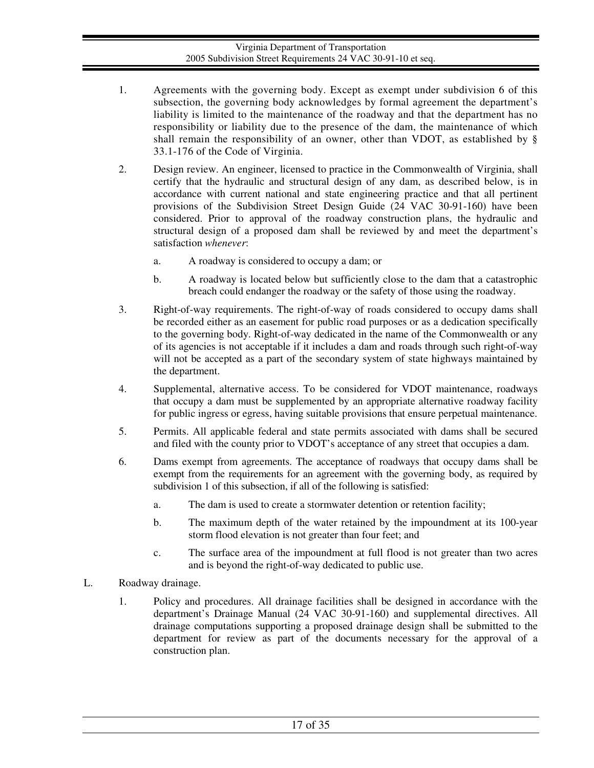1. Agreements with the governing body. Except as exempt under subdivision 6 of this subsection, the governing body acknowledges by formal agreement the department's liability is limited to the maintenance of the roadway and that the department has no responsibility or liability due to the presence of the dam, the maintenance of which shall remain the responsibility of an owner, other than VDOT, as established by § 33.1-176 of the Code of Virginia.

2. Design review. An engineer, licensed to practice in the Commonwealth of Virginia, shall certify that the hydraulic and structural design of any dam, as described below, is in accordance with current national and state engineering practice and that all pertinent provisions of the Subdivision Street Design Guide (24 VAC 30-91-160) have been considered. Prior to approval of the roadway construction plans, the hydraulic and structural design of a proposed dam shall be reviewed by and meet the department's satisfaction *whenever*:

   a. A roadway is considered to occupy a dam; or

   b. A roadway is located below but sufficiently close to the dam that a catastrophic breach could endanger the roadway or the safety of those using the roadway.

3. Right-of-way requirements. The right-of-way of roads considered to occupy dams shall be recorded either as an easement for public road purposes or as a dedication specifically to the governing body. Right-of-way dedicated in the name of the Commonwealth or any of its agencies is not acceptable if it includes a dam and roads through such right-of-way will not be accepted as a part of the secondary system of state highways maintained by the department.

4. Supplemental, alternative access. To be considered for VDOT maintenance, roadways that occupy a dam must be supplemented by an appropriate alternative roadway facility for public ingress or egress, having suitable provisions that ensure perpetual maintenance.

5. Permits. All applicable federal and state permits associated with dams shall be secured and filed with the county prior to VDOT's acceptance of any street that occupies a dam.

6. Dams exempt from agreements. The acceptance of roadways that occupy dams shall be exempt from the requirements for an agreement with the governing body, as required by subdivision 1 of this subsection, if all of the following is satisfied:

   a. The dam is used to create a stormwater detention or retention facility;

   b. The maximum depth of the water retained by the impoundment at its 100-year storm flood elevation is not greater than four feet; and

   c. The surface area of the impoundment at full flood is not greater than two acres and is beyond the right-of-way dedicated to public use.

L. Roadway drainage.

1. Policy and procedures. All drainage facilities shall be designed in accordance with the department's Drainage Manual (24 VAC 30-91-160) and supplemental directives. All drainage computations supporting a proposed drainage design shall be submitted to the department for review as part of the documents necessary for the approval of a construction plan.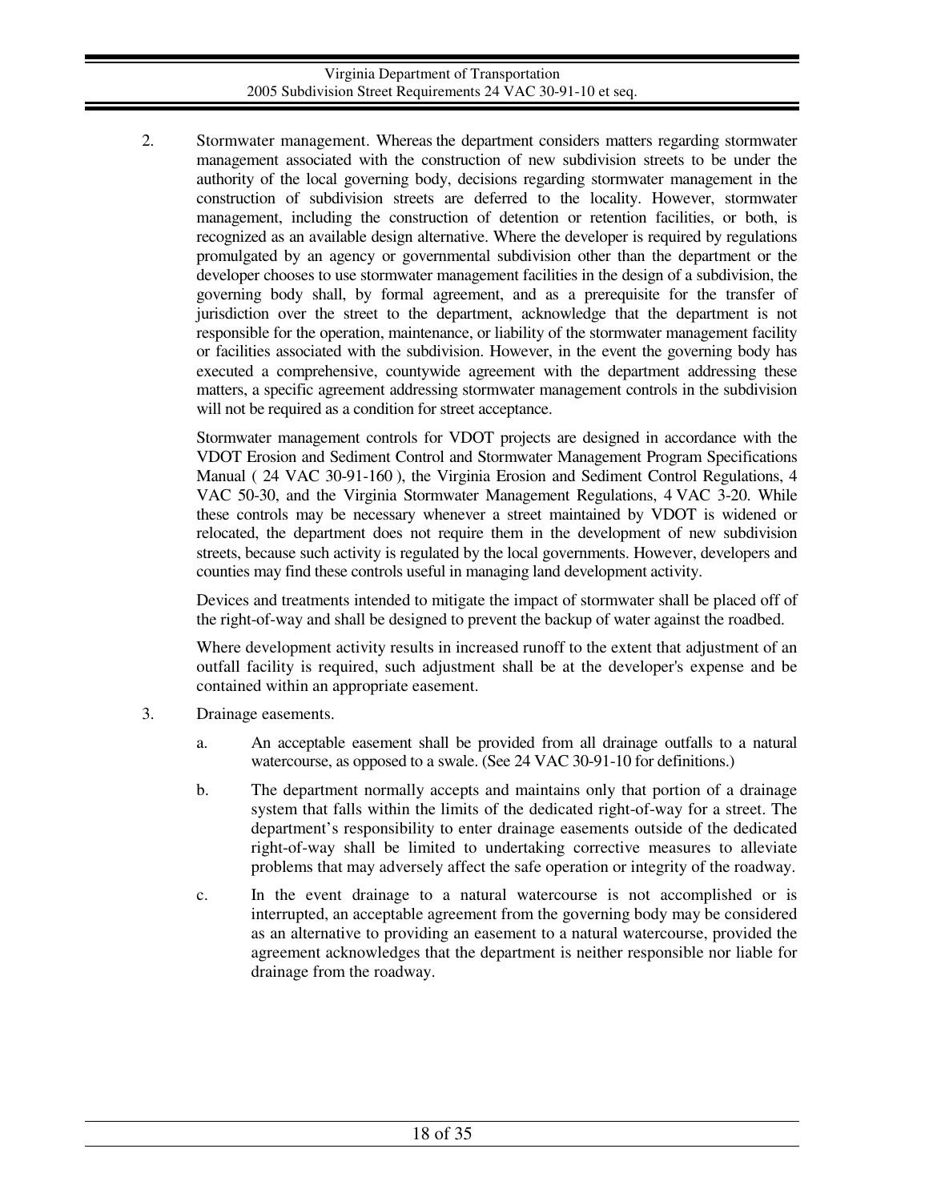2. Stormwater management. Whereas the department considers matters regarding stormwater management associated with the construction of new subdivision streets to be under the authority of the local governing body, decisions regarding stormwater management in the construction of subdivision streets are deferred to the locality. However, stormwater management, including the construction of detention or retention facilities, or both, is recognized as an available design alternative. Where the developer is required by regulations promulgated by an agency or governmental subdivision other than the department or the developer chooses to use stormwater management facilities in the design of a subdivision, the governing body shall, by formal agreement, and as a prerequisite for the transfer of jurisdiction over the street to the department, acknowledge that the department is not responsible for the operation, maintenance, or liability of the stormwater management facility or facilities associated with the subdivision. However, in the event the governing body has executed a comprehensive, countywide agreement with the department addressing these matters, a specific agreement addressing stormwater management controls in the subdivision will not be required as a condition for street acceptance.

   Stormwater management controls for VDOT projects are designed in accordance with the VDOT Erosion and Sediment Control and Stormwater Management Program Specifications Manual ( 24 VAC 30-91-160 ), the Virginia Erosion and Sediment Control Regulations, 4 VAC 50-30, and the Virginia Stormwater Management Regulations, 4 VAC 3-20. While these controls may be necessary whenever a street maintained by VDOT is widened or relocated, the department does not require them in the development of new subdivision streets, because such activity is regulated by the local governments. However, developers and counties may find these controls useful in managing land development activity.

   Devices and treatments intended to mitigate the impact of stormwater shall be placed off of the right-of-way and shall be designed to prevent the backup of water against the roadbed.

   Where development activity results in increased runoff to the extent that adjustment of an outfall facility is required, such adjustment shall be at the developer's expense and be contained within an appropriate easement.

3. Drainage easements.

   a. An acceptable easement shall be provided from all drainage outfalls to a natural watercourse, as opposed to a swale. (See 24 VAC 30-91-10 for definitions.)

   b. The department normally accepts and maintains only that portion of a drainage system that falls within the limits of the dedicated right-of-way for a street. The department's responsibility to enter drainage easements outside of the dedicated right-of-way shall be limited to undertaking corrective measures to alleviate problems that may adversely affect the safe operation or integrity of the roadway.

   c. In the event drainage to a natural watercourse is not accomplished or is interrupted, an acceptable agreement from the governing body may be considered as an alternative to providing an easement to a natural watercourse, provided the agreement acknowledges that the department is neither responsible nor liable for drainage from the roadway.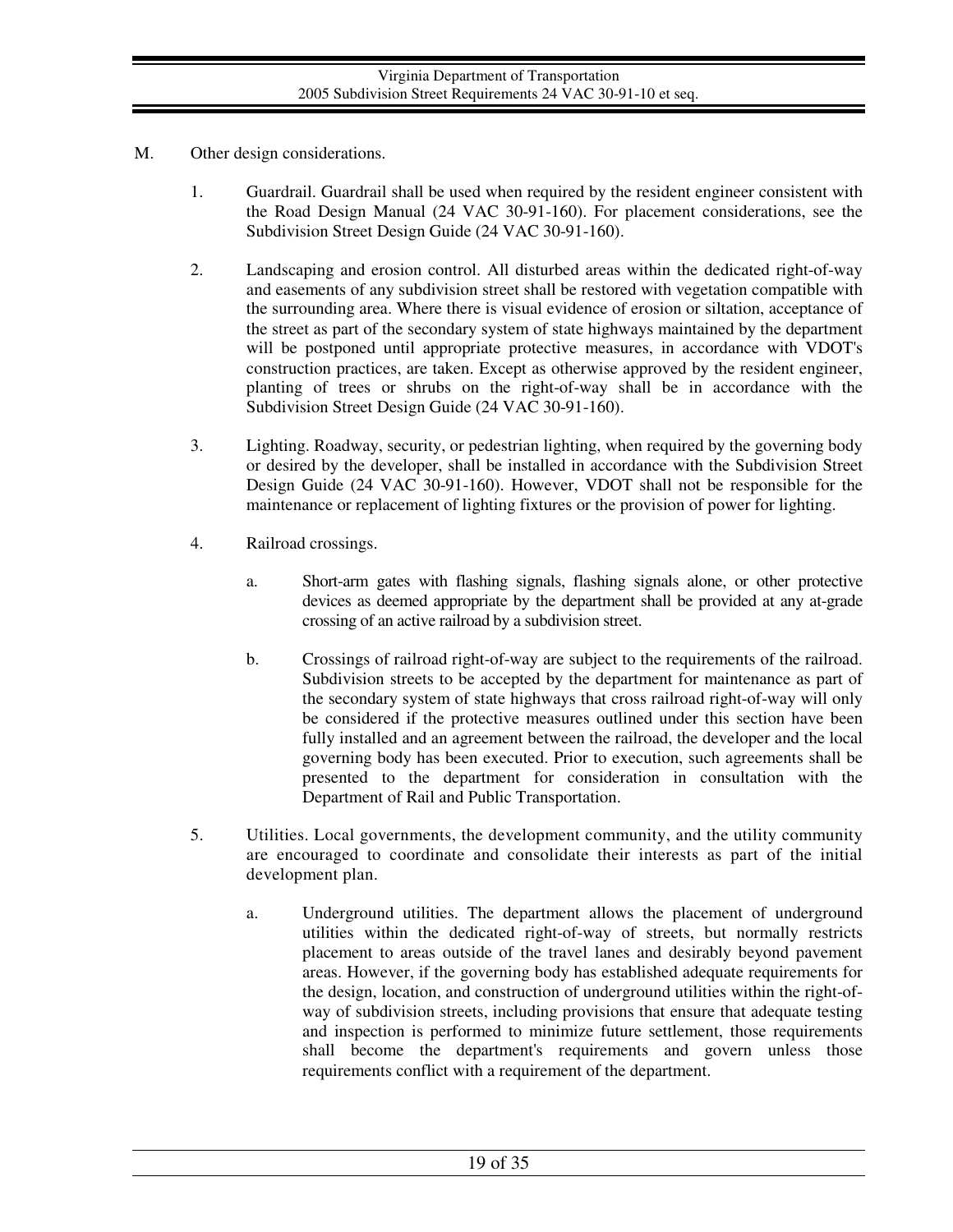M. Other design considerations.

1. Guardrail. Guardrail shall be used when required by the resident engineer consistent with the Road Design Manual (24 VAC 30-91-160). For placement considerations, see the Subdivision Street Design Guide (24 VAC 30-91-160).

2. Landscaping and erosion control. All disturbed areas within the dedicated right-of-way and easements of any subdivision street shall be restored with vegetation compatible with the surrounding area. Where there is visual evidence of erosion or siltation, acceptance of the street as part of the secondary system of state highways maintained by the department will be postponed until appropriate protective measures, in accordance with VDOT's construction practices, are taken. Except as otherwise approved by the resident engineer, planting of trees or shrubs on the right-of-way shall be in accordance with the Subdivision Street Design Guide (24 VAC 30-91-160).

3. Lighting. Roadway, security, or pedestrian lighting, when required by the governing body or desired by the developer, shall be installed in accordance with the Subdivision Street Design Guide (24 VAC 30-91-160). However, VDOT shall not be responsible for the maintenance or replacement of lighting fixtures or the provision of power for lighting.

4. Railroad crossings.

   a. Short-arm gates with flashing signals, flashing signals alone, or other protective devices as deemed appropriate by the department shall be provided at any at-grade crossing of an active railroad by a subdivision street.

   b. Crossings of railroad right-of-way are subject to the requirements of the railroad. Subdivision streets to be accepted by the department for maintenance as part of the secondary system of state highways that cross railroad right-of-way will only be considered if the protective measures outlined under this section have been fully installed and an agreement between the railroad, the developer and the local governing body has been executed. Prior to execution, such agreements shall be presented to the department for consideration in consultation with the Department of Rail and Public Transportation.

5. Utilities. Local governments, the development community, and the utility community are encouraged to coordinate and consolidate their interests as part of the initial development plan.

   a. Underground utilities. The department allows the placement of underground utilities within the dedicated right-of-way of streets, but normally restricts placement to areas outside of the travel lanes and desirably beyond pavement areas. However, if the governing body has established adequate requirements for the design, location, and construction of underground utilities within the right-of-way of subdivision streets, including provisions that ensure that adequate testing and inspection is performed to minimize future settlement, those requirements shall become the department's requirements and govern unless those requirements conflict with a requirement of the department.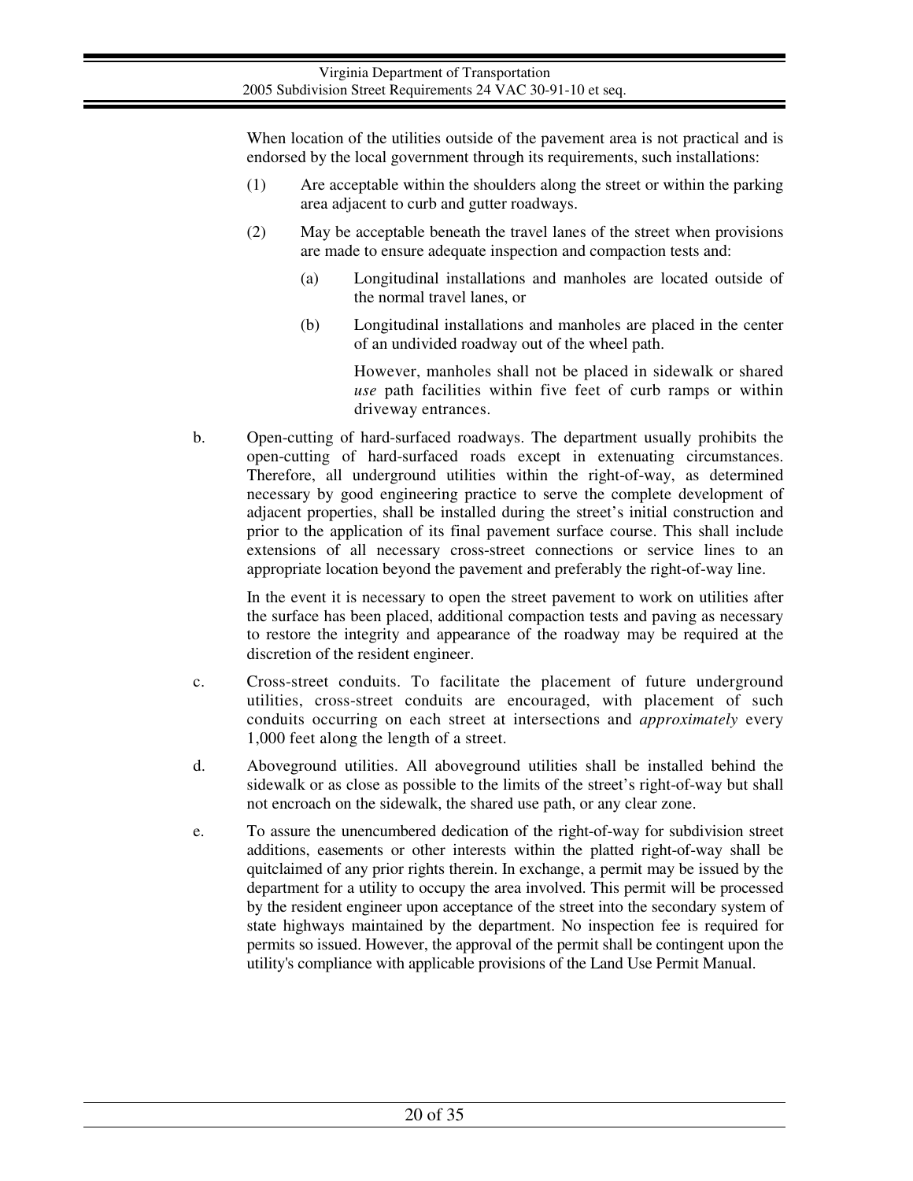When location of the utilities outside of the pavement area is not practical and is endorsed by the local government through its requirements, such installations:

(1) Are acceptable within the shoulders along the street or within the parking area adjacent to curb and gutter roadways.

(2) May be acceptable beneath the travel lanes of the street when provisions are made to ensure adequate inspection and compaction tests and:

(a) Longitudinal installations and manholes are located outside of the normal travel lanes, or

(b) Longitudinal installations and manholes are placed in the center of an undivided roadway out of the wheel path.

However, manholes shall not be placed in sidewalk or shared *use* path facilities within five feet of curb ramps or within driveway entrances.

b. Open-cutting of hard-surfaced roadways. The department usually prohibits the open-cutting of hard-surfaced roads except in extenuating circumstances. Therefore, all underground utilities within the right-of-way, as determined necessary by good engineering practice to serve the complete development of adjacent properties, shall be installed during the street's initial construction and prior to the application of its final pavement surface course. This shall include extensions of all necessary cross-street connections or service lines to an appropriate location beyond the pavement and preferably the right-of-way line.

In the event it is necessary to open the street pavement to work on utilities after the surface has been placed, additional compaction tests and paving as necessary to restore the integrity and appearance of the roadway may be required at the discretion of the resident engineer.

c. Cross-street conduits. To facilitate the placement of future underground utilities, cross-street conduits are encouraged, with placement of such conduits occurring on each street at intersections and *approximately* every 1,000 feet along the length of a street.

d. Aboveground utilities. All aboveground utilities shall be installed behind the sidewalk or as close as possible to the limits of the street's right-of-way but shall not encroach on the sidewalk, the shared use path, or any clear zone.

e. To assure the unencumbered dedication of the right-of-way for subdivision street additions, easements or other interests within the platted right-of-way shall be quitclaimed of any prior rights therein. In exchange, a permit may be issued by the department for a utility to occupy the area involved. This permit will be processed by the resident engineer upon acceptance of the street into the secondary system of state highways maintained by the department. No inspection fee is required for permits so issued. However, the approval of the permit shall be contingent upon the utility's compliance with applicable provisions of the Land Use Permit Manual.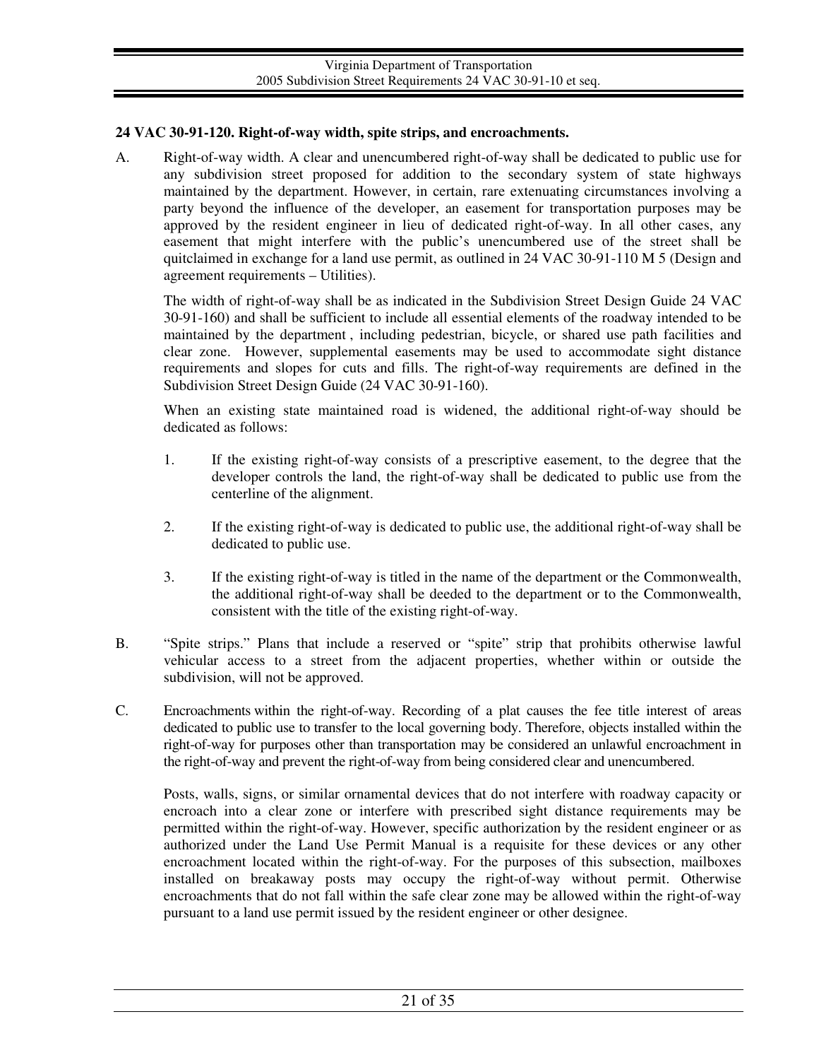**24 VAC 30-91-120. Right-of-way width, spite strips, and encroachments.**

A. Right-of-way width. A clear and unencumbered right-of-way shall be dedicated to public use for any subdivision street proposed for addition to the secondary system of state highways maintained by the department. However, in certain, rare extenuating circumstances involving a party beyond the influence of the developer, an easement for transportation purposes may be approved by the resident engineer in lieu of dedicated right-of-way. In all other cases, any easement that might interfere with the public's unencumbered use of the street shall be quitclaimed in exchange for a land use permit, as outlined in 24 VAC 30-91-110 M 5 (Design and agreement requirements – Utilities).

   The width of right-of-way shall be as indicated in the Subdivision Street Design Guide 24 VAC 30-91-160) and shall be sufficient to include all essential elements of the roadway intended to be maintained by the department , including pedestrian, bicycle, or shared use path facilities and clear zone. However, supplemental easements may be used to accommodate sight distance requirements and slopes for cuts and fills. The right-of-way requirements are defined in the Subdivision Street Design Guide (24 VAC 30-91-160).

   When an existing state maintained road is widened, the additional right-of-way should be dedicated as follows:

   1. If the existing right-of-way consists of a prescriptive easement, to the degree that the developer controls the land, the right-of-way shall be dedicated to public use from the centerline of the alignment.

   2. If the existing right-of-way is dedicated to public use, the additional right-of-way shall be dedicated to public use.

   3. If the existing right-of-way is titled in the name of the department or the Commonwealth, the additional right-of-way shall be deeded to the department or to the Commonwealth, consistent with the title of the existing right-of-way.

B. "Spite strips." Plans that include a reserved or "spite" strip that prohibits otherwise lawful vehicular access to a street from the adjacent properties, whether within or outside the subdivision, will not be approved.

C. Encroachments within the right-of-way. Recording of a plat causes the fee title interest of areas dedicated to public use to transfer to the local governing body. Therefore, objects installed within the right-of-way for purposes other than transportation may be considered an unlawful encroachment in the right-of-way and prevent the right-of-way from being considered clear and unencumbered.

   Posts, walls, signs, or similar ornamental devices that do not interfere with roadway capacity or encroach into a clear zone or interfere with prescribed sight distance requirements may be permitted within the right-of-way. However, specific authorization by the resident engineer or as authorized under the Land Use Permit Manual is a requisite for these devices or any other encroachment located within the right-of-way. For the purposes of this subsection, mailboxes installed on breakaway posts may occupy the right-of-way without permit. Otherwise encroachments that do not fall within the safe clear zone may be allowed within the right-of-way pursuant to a land use permit issued by the resident engineer or other designee.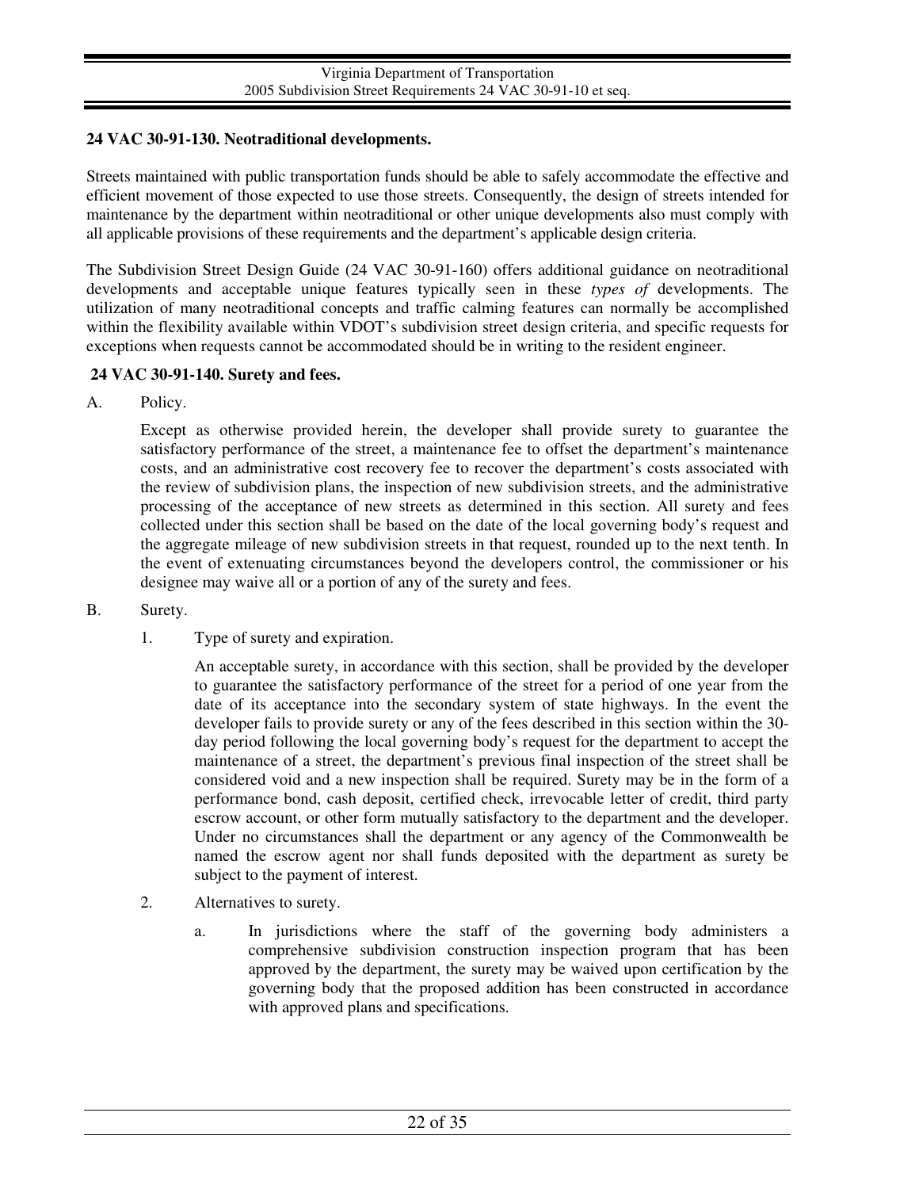### 24 VAC 30-91-130. Neotraditional developments.

Streets maintained with public transportation funds should be able to safely accommodate the effective and efficient movement of those expected to use those streets. Consequently, the design of streets intended for maintenance by the department within neotraditional or other unique developments also must comply with all applicable provisions of these requirements and the department's applicable design criteria.

The Subdivision Street Design Guide (24 VAC 30-91-160) offers additional guidance on neotraditional developments and acceptable unique features typically seen in these *types of* developments. The utilization of many neotraditional concepts and traffic calming features can normally be accomplished within the flexibility available within VDOT's subdivision street design criteria, and specific requests for exceptions when requests cannot be accommodated should be in writing to the resident engineer.

### 24 VAC 30-91-140. Surety and fees.

A. Policy.

Except as otherwise provided herein, the developer shall provide surety to guarantee the satisfactory performance of the street, a maintenance fee to offset the department's maintenance costs, and an administrative cost recovery fee to recover the department's costs associated with the review of subdivision plans, the inspection of new subdivision streets, and the administrative processing of the acceptance of new streets as determined in this section. All surety and fees collected under this section shall be based on the date of the local governing body's request and the aggregate mileage of new subdivision streets in that request, rounded up to the next tenth. In the event of extenuating circumstances beyond the developers control, the commissioner or his designee may waive all or a portion of any of the surety and fees.

B. Surety.

1. Type of surety and expiration.

   An acceptable surety, in accordance with this section, shall be provided by the developer to guarantee the satisfactory performance of the street for a period of one year from the date of its acceptance into the secondary system of state highways. In the event the developer fails to provide surety or any of the fees described in this section within the 30-day period following the local governing body's request for the department to accept the maintenance of a street, the department's previous final inspection of the street shall be considered void and a new inspection shall be required. Surety may be in the form of a performance bond, cash deposit, certified check, irrevocable letter of credit, third party escrow account, or other form mutually satisfactory to the department and the developer. Under no circumstances shall the department or any agency of the Commonwealth be named the escrow agent nor shall funds deposited with the department as surety be subject to the payment of interest.

2. Alternatives to surety.

   a. In jurisdictions where the staff of the governing body administers a comprehensive subdivision construction inspection program that has been approved by the department, the surety may be waived upon certification by the governing body that the proposed addition has been constructed in accordance with approved plans and specifications.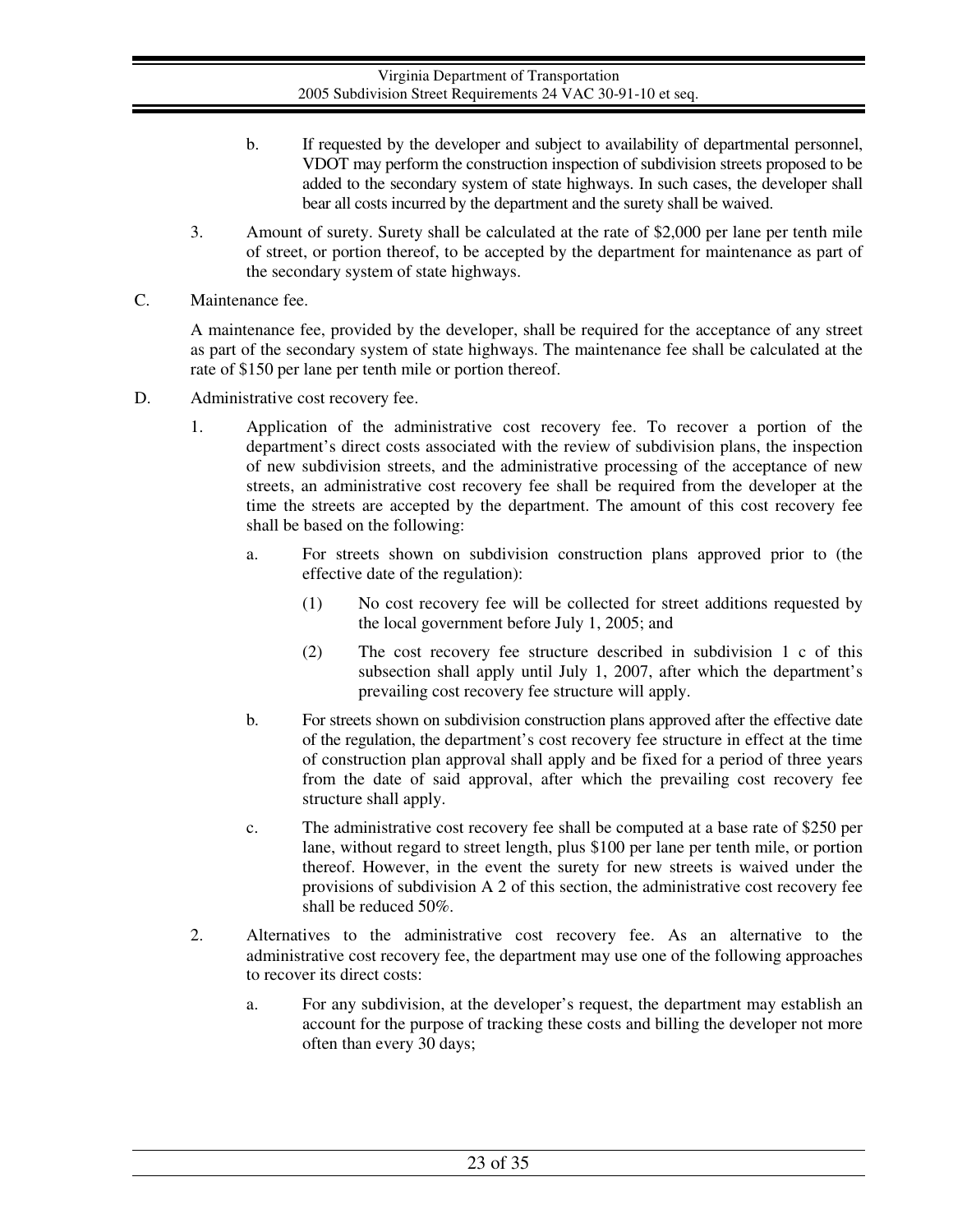b. If requested by the developer and subject to availability of departmental personnel, VDOT may perform the construction inspection of subdivision streets proposed to be added to the secondary system of state highways. In such cases, the developer shall bear all costs incurred by the department and the surety shall be waived.

3. Amount of surety. Surety shall be calculated at the rate of $2,000 per lane per tenth mile of street, or portion thereof, to be accepted by the department for maintenance as part of the secondary system of state highways.

C. Maintenance fee.

A maintenance fee, provided by the developer, shall be required for the acceptance of any street as part of the secondary system of state highways. The maintenance fee shall be calculated at the rate of $150 per lane per tenth mile or portion thereof.

D. Administrative cost recovery fee.

1. Application of the administrative cost recovery fee. To recover a portion of the department's direct costs associated with the review of subdivision plans, the inspection of new subdivision streets, and the administrative processing of the acceptance of new streets, an administrative cost recovery fee shall be required from the developer at the time the streets are accepted by the department. The amount of this cost recovery fee shall be based on the following:

   a. For streets shown on subdivision construction plans approved prior to (the effective date of the regulation):

      (1) No cost recovery fee will be collected for street additions requested by the local government before July 1, 2005; and

      (2) The cost recovery fee structure described in subdivision 1 c of this subsection shall apply until July 1, 2007, after which the department's prevailing cost recovery fee structure will apply.

   b. For streets shown on subdivision construction plans approved after the effective date of the regulation, the department's cost recovery fee structure in effect at the time of construction plan approval shall apply and be fixed for a period of three years from the date of said approval, after which the prevailing cost recovery fee structure shall apply.

   c. The administrative cost recovery fee shall be computed at a base rate of $250 per lane, without regard to street length, plus $100 per lane per tenth mile, or portion thereof. However, in the event the surety for new streets is waived under the provisions of subdivision A 2 of this section, the administrative cost recovery fee shall be reduced 50%.

2. Alternatives to the administrative cost recovery fee. As an alternative to the administrative cost recovery fee, the department may use one of the following approaches to recover its direct costs:

   a. For any subdivision, at the developer's request, the department may establish an account for the purpose of tracking these costs and billing the developer not more often than every 30 days;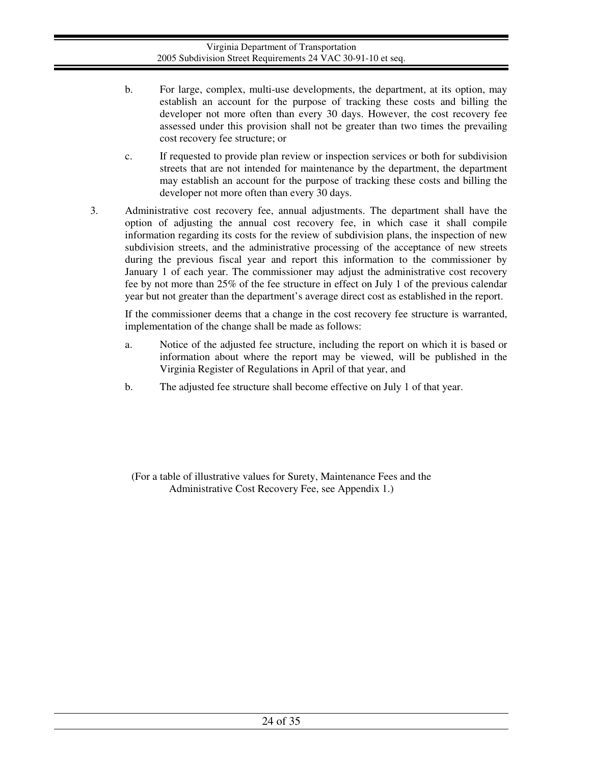b. For large, complex, multi-use developments, the department, at its option, may establish an account for the purpose of tracking these costs and billing the developer not more often than every 30 days. However, the cost recovery fee assessed under this provision shall not be greater than two times the prevailing cost recovery fee structure; or

c. If requested to provide plan review or inspection services or both for subdivision streets that are not intended for maintenance by the department, the department may establish an account for the purpose of tracking these costs and billing the developer not more often than every 30 days.

3. Administrative cost recovery fee, annual adjustments. The department shall have the option of adjusting the annual cost recovery fee, in which case it shall compile information regarding its costs for the review of subdivision plans, the inspection of new subdivision streets, and the administrative processing of the acceptance of new streets during the previous fiscal year and report this information to the commissioner by January 1 of each year. The commissioner may adjust the administrative cost recovery fee by not more than 25% of the fee structure in effect on July 1 of the previous calendar year but not greater than the department's average direct cost as established in the report.

   If the commissioner deems that a change in the cost recovery fee structure is warranted, implementation of the change shall be made as follows:

   a. Notice of the adjusted fee structure, including the report on which it is based or information about where the report may be viewed, will be published in the Virginia Register of Regulations in April of that year, and

   b. The adjusted fee structure shall become effective on July 1 of that year.

(For a table of illustrative values for Surety, Maintenance Fees and the Administrative Cost Recovery Fee, see Appendix 1.)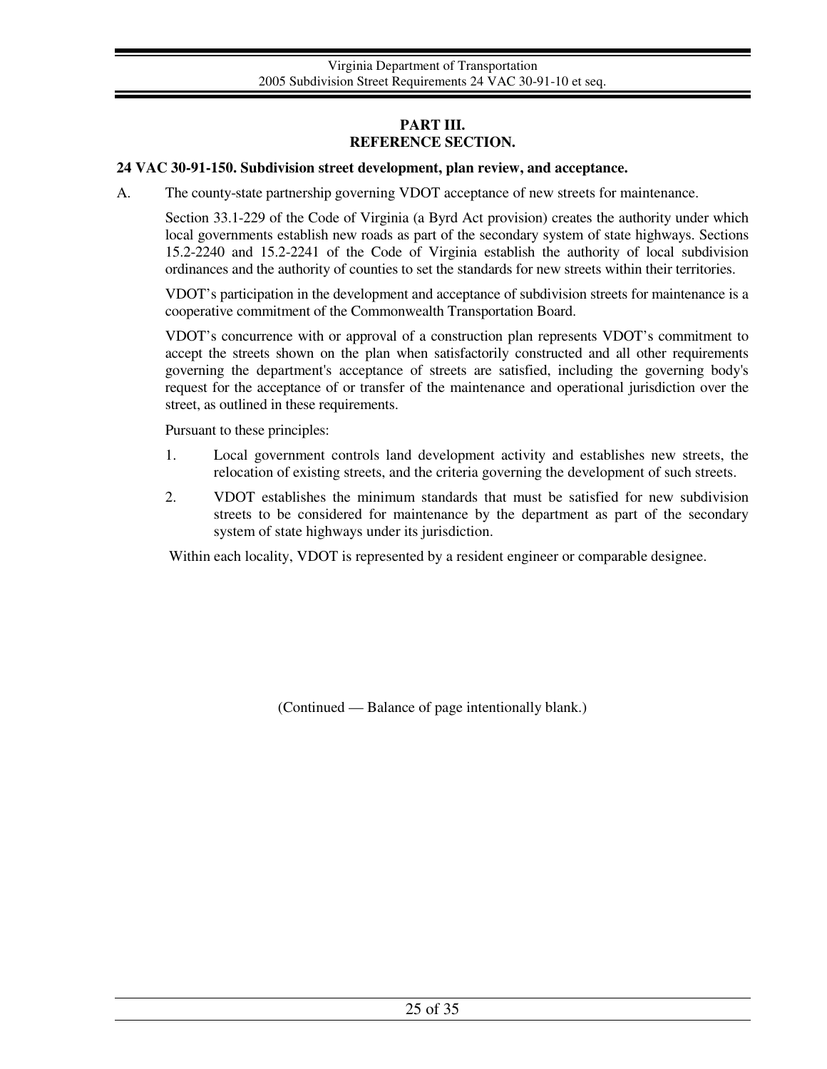# PART III.
# REFERENCE SECTION.

**24 VAC 30-91-150. Subdivision street development, plan review, and acceptance.**

A. The county-state partnership governing VDOT acceptance of new streets for maintenance.

Section 33.1-229 of the Code of Virginia (a Byrd Act provision) creates the authority under which local governments establish new roads as part of the secondary system of state highways. Sections 15.2-2240 and 15.2-2241 of the Code of Virginia establish the authority of local subdivision ordinances and the authority of counties to set the standards for new streets within their territories.

VDOT's participation in the development and acceptance of subdivision streets for maintenance is a cooperative commitment of the Commonwealth Transportation Board.

VDOT's concurrence with or approval of a construction plan represents VDOT's commitment to accept the streets shown on the plan when satisfactorily constructed and all other requirements governing the department's acceptance of streets are satisfied, including the governing body's request for the acceptance of or transfer of the maintenance and operational jurisdiction over the street, as outlined in these requirements.

Pursuant to these principles:

1. Local government controls land development activity and establishes new streets, the relocation of existing streets, and the criteria governing the development of such streets.
2. VDOT establishes the minimum standards that must be satisfied for new subdivision streets to be considered for maintenance by the department as part of the secondary system of state highways under its jurisdiction.

Within each locality, VDOT is represented by a resident engineer or comparable designee.

(Continued — Balance of page intentionally blank.)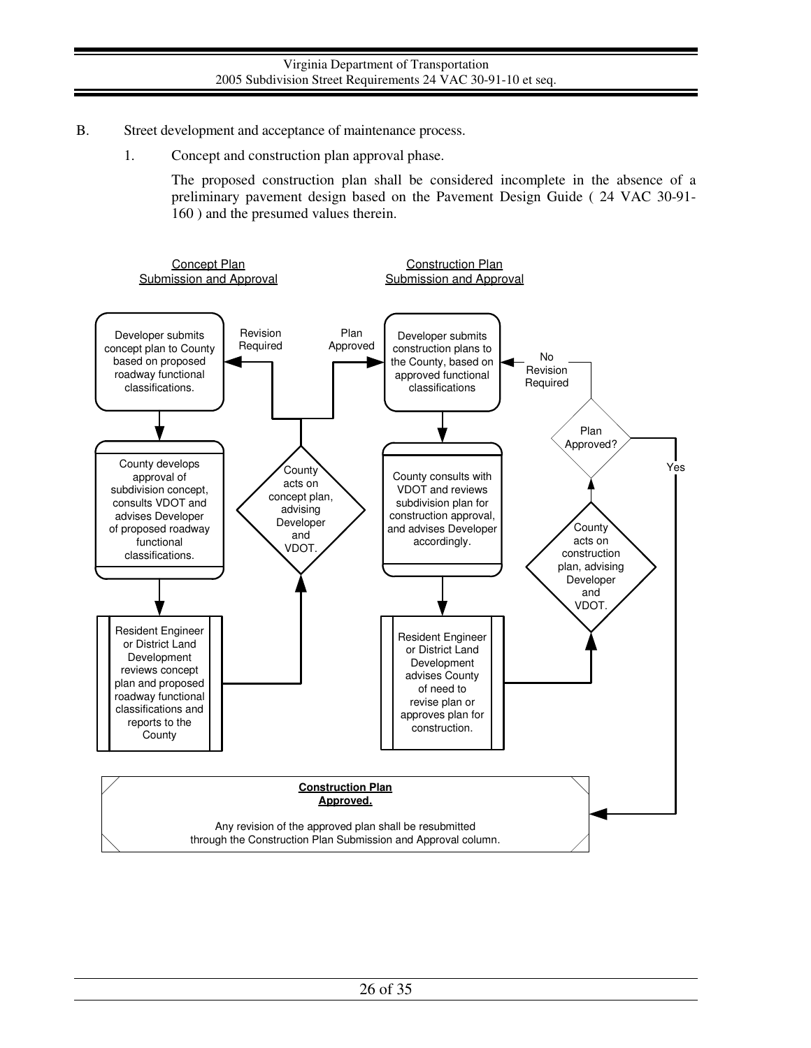B. Street development and acceptance of maintenance process.

1. Concept and construction plan approval phase.

   The proposed construction plan shall be considered incomplete in the absence of a preliminary pavement design based on the Pavement Design Guide ( 24 VAC 30-91-160 ) and the presumed values therein.

Concept Plan Submission and Approval

Developer submits concept plan to County based on proposed roadway functional classifications.

County develops approval of subdivision concept, consults VDOT and advises Developer of proposed roadway functional classifications.

Resident Engineer or District Land Development reviews concept plan and proposed roadway functional classifications and reports to the County

County acts on concept plan, advising Developer and VDOT.

Revision Required

Plan Approved

Construction Plan Submission and Approval

Developer submits construction plans to the County, based on approved functional classifications

County consults with VDOT and reviews subdivision plan for construction approval, and advises Developer accordingly.

Resident Engineer or District Land Development advises County of need to revise plan or approves plan for construction.

County acts on construction plan, advising Developer and VDOT.

Plan Approved?

No Revision Required

Yes

**Construction Plan Approved.**

Any revision of the approved plan shall be resubmitted through the Construction Plan Submission and Approval column.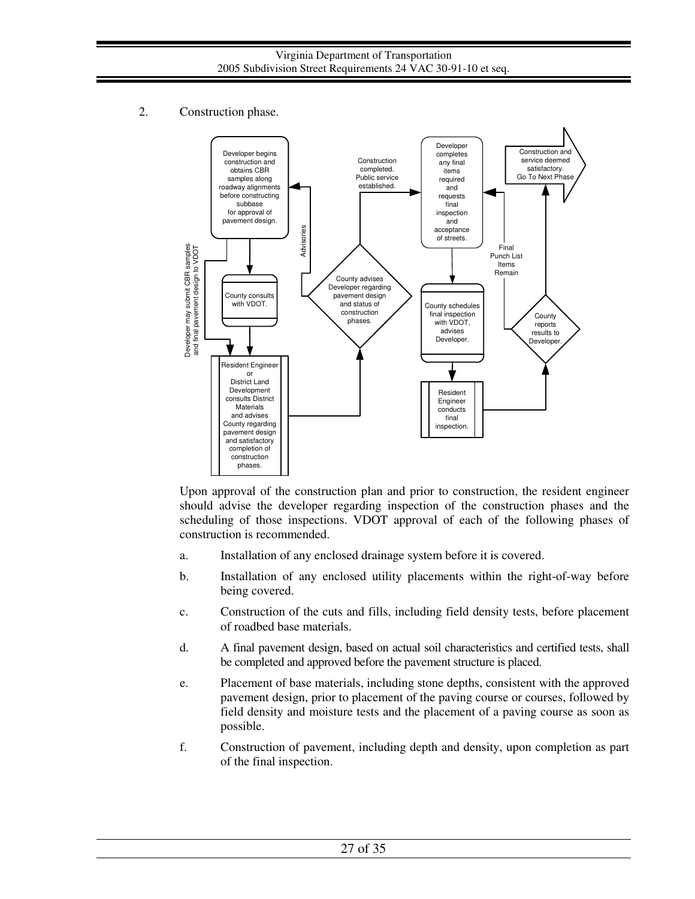2. Construction phase.

Developer begins construction and obtains CBR samples along roadway alignments before constructing subbase for approval of pavement design.

County consults with VDOT.

Developer may submit CBR samples and final pavement design to VDOT

Resident Engineer or District Land Development consults District Materials and advises County regarding pavement design and satisfactory completion of construction phases.

Advisories

County advises Developer regarding pavement design and status of construction phases.

Construction completed. Public service established.

Developer completes any final items required and requests final inspection and acceptance of streets.

County schedules final inspection with VDOT, advises Developer.

Resident Engineer conducts final inspection.

County reports results to Developer.

Final Punch List Items Remain

Construction and service deemed satisfactory. Go To Next Phase

Upon approval of the construction plan and prior to construction, the resident engineer should advise the developer regarding inspection of the construction phases and the scheduling of those inspections. VDOT approval of each of the following phases of construction is recommended.

a. Installation of any enclosed drainage system before it is covered.

b. Installation of any enclosed utility placements within the right-of-way before being covered.

c. Construction of the cuts and fills, including field density tests, before placement of roadbed base materials.

d. A final pavement design, based on actual soil characteristics and certified tests, shall be completed and approved before the pavement structure is placed.

e. Placement of base materials, including stone depths, consistent with the approved pavement design, prior to placement of the paving course or courses, followed by field density and moisture tests and the placement of a paving course as soon as possible.

f. Construction of pavement, including depth and density, upon completion as part of the final inspection.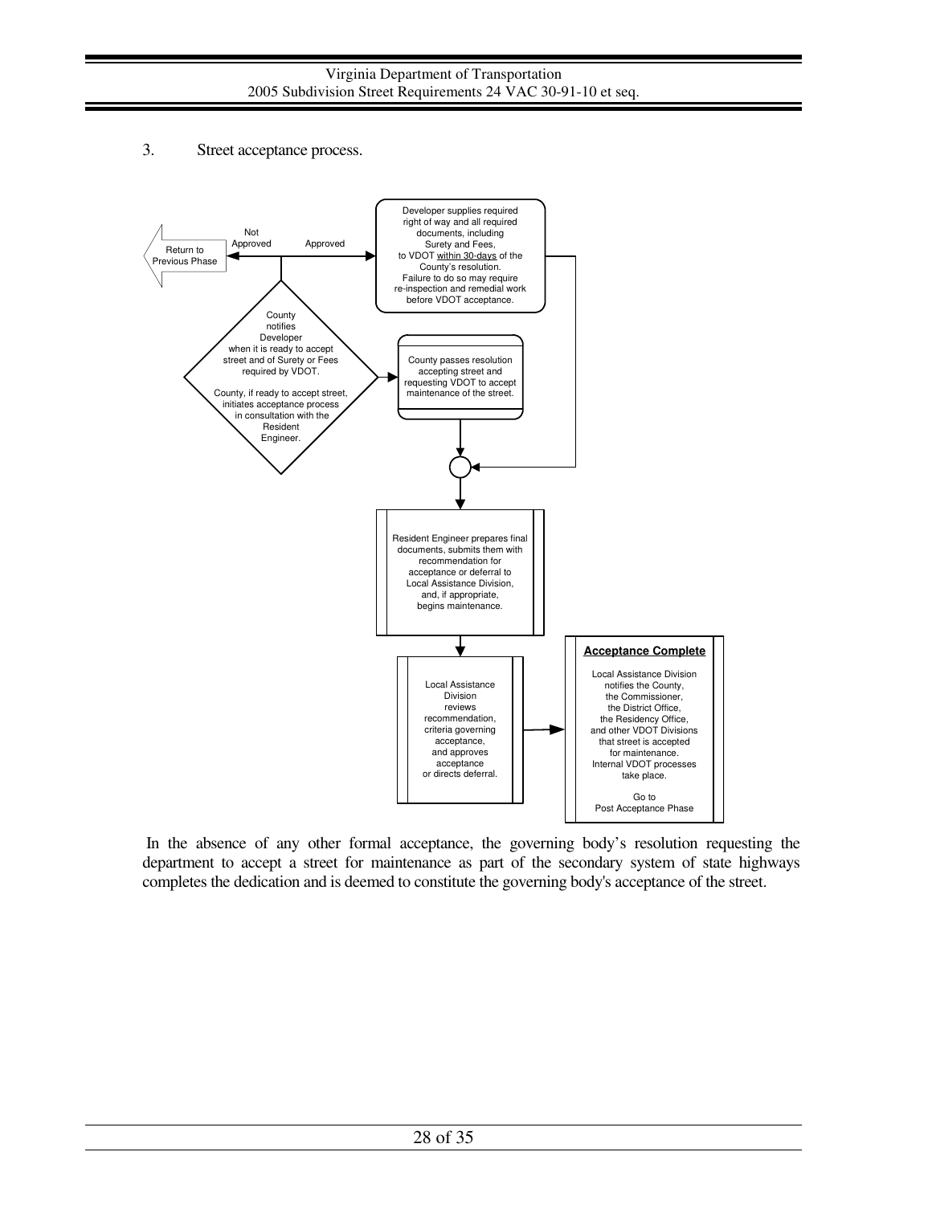3. Street acceptance process.

Return to Previous Phase

Not Approved

Approved

Developer supplies required right of way and all required documents, including Surety and Fees, to VDOT within 30-days of the County's resolution. Failure to do so may require re-inspection and remedial work before VDOT acceptance.

County notifies Developer when it is ready to accept street and of Surety or Fees required by VDOT.

County, if ready to accept street, initiates acceptance process in consultation with the Resident Engineer.

County passes resolution accepting street and requesting VDOT to accept maintenance of the street.

Resident Engineer prepares final documents, submits them with recommendation for acceptance or deferral to Local Assistance Division, and, if appropriate, begins maintenance.

Local Assistance Division reviews recommendation, criteria governing acceptance, and approves acceptance or directs deferral.

**Acceptance Complete**

Local Assistance Division notifies the County, the Commissioner, the District Office, the Residency Office, and other VDOT Divisions that street is accepted for maintenance. Internal VDOT processes take place.

Go to Post Acceptance Phase

In the absence of any other formal acceptance, the governing body's resolution requesting the department to accept a street for maintenance as part of the secondary system of state highways completes the dedication and is deemed to constitute the governing body's acceptance of the street.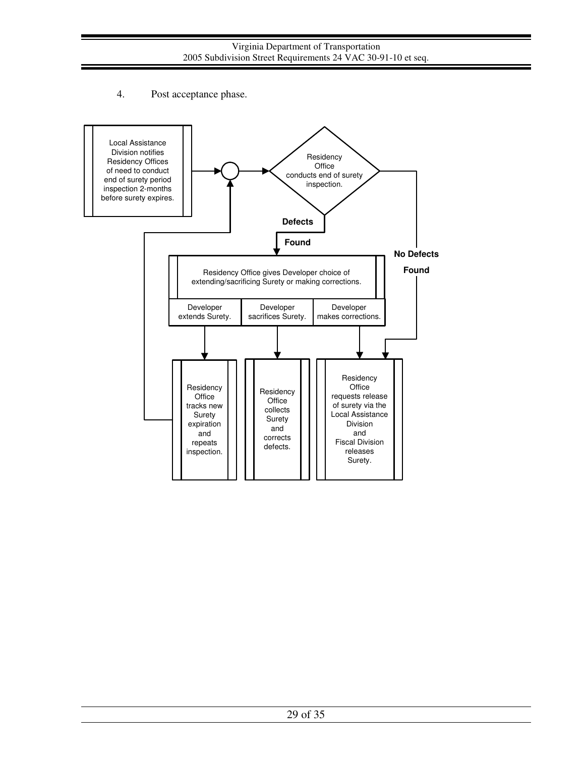4. Post acceptance phase.

Local Assistance Division notifies Residency Offices of need to conduct end of surety period inspection 2-months before surety expires.

Residency Office conducts end of surety inspection.

**Defects Found**

**No Defects Found**

Residency Office gives Developer choice of extending/sacrificing Surety or making corrections.

| Developer extends Surety. | Developer sacrifices Surety. | Developer makes corrections. |
|---|---|---|

Residency Office tracks new Surety expiration and repeats inspection.

Residency Office collects Surety and corrects defects.

Residency Office requests release of surety via the Local Assistance Division and Fiscal Division releases Surety.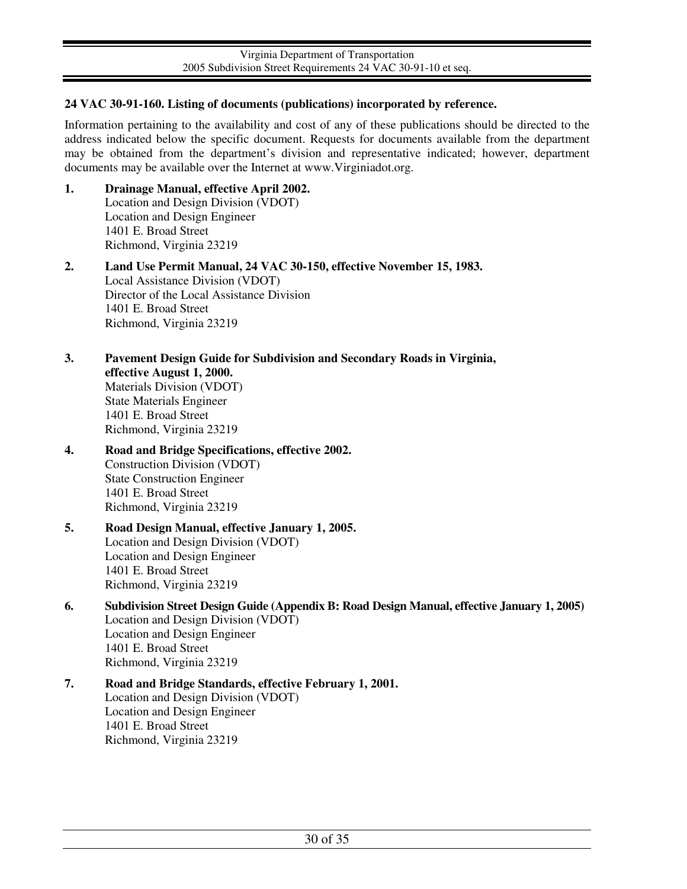### 24 VAC 30-91-160. Listing of documents (publications) incorporated by reference.

Information pertaining to the availability and cost of any of these publications should be directed to the address indicated below the specific document. Requests for documents available from the department may be obtained from the department's division and representative indicated; however, department documents may be available over the Internet at www.Virginiadot.org.

1. **Drainage Manual, effective April 2002.**
   Location and Design Division (VDOT)
   Location and Design Engineer
   1401 E. Broad Street
   Richmond, Virginia 23219

2. **Land Use Permit Manual, 24 VAC 30-150, effective November 15, 1983.**
   Local Assistance Division (VDOT)
   Director of the Local Assistance Division
   1401 E. Broad Street
   Richmond, Virginia 23219

3. **Pavement Design Guide for Subdivision and Secondary Roads in Virginia, effective August 1, 2000.**
   Materials Division (VDOT)
   State Materials Engineer
   1401 E. Broad Street
   Richmond, Virginia 23219

4. **Road and Bridge Specifications, effective 2002.**
   Construction Division (VDOT)
   State Construction Engineer
   1401 E. Broad Street
   Richmond, Virginia 23219

5. **Road Design Manual, effective January 1, 2005.**
   Location and Design Division (VDOT)
   Location and Design Engineer
   1401 E. Broad Street
   Richmond, Virginia 23219

6. **Subdivision Street Design Guide (Appendix B: Road Design Manual, effective January 1, 2005)**
   Location and Design Division (VDOT)
   Location and Design Engineer
   1401 E. Broad Street
   Richmond, Virginia 23219

7. **Road and Bridge Standards, effective February 1, 2001.**
   Location and Design Division (VDOT)
   Location and Design Engineer
   1401 E. Broad Street
   Richmond, Virginia 23219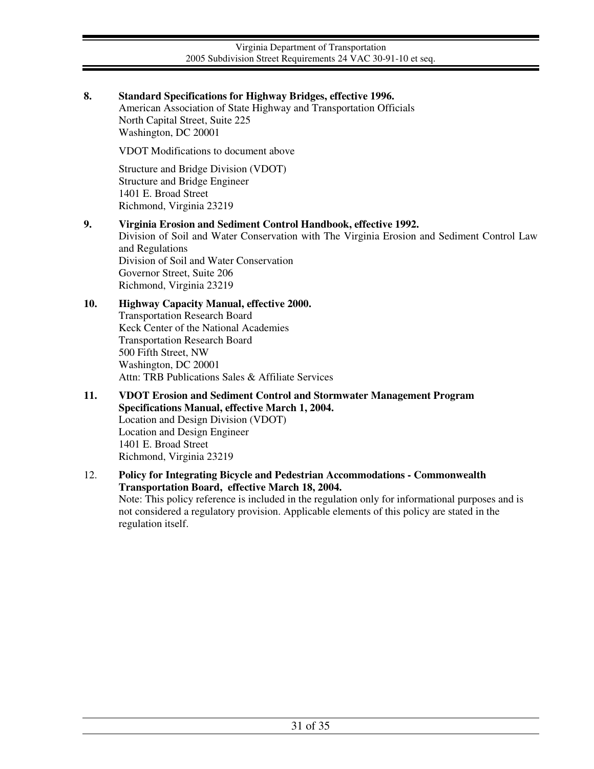**8. Standard Specifications for Highway Bridges, effective 1996.**
American Association of State Highway and Transportation Officials
North Capital Street, Suite 225
Washington, DC 20001

VDOT Modifications to document above

Structure and Bridge Division (VDOT)
Structure and Bridge Engineer
1401 E. Broad Street
Richmond, Virginia 23219

**9. Virginia Erosion and Sediment Control Handbook, effective 1992.**
Division of Soil and Water Conservation with The Virginia Erosion and Sediment Control Law and Regulations
Division of Soil and Water Conservation
Governor Street, Suite 206
Richmond, Virginia 23219

**10. Highway Capacity Manual, effective 2000.**
Transportation Research Board
Keck Center of the National Academies
Transportation Research Board
500 Fifth Street, NW
Washington, DC 20001
Attn: TRB Publications Sales & Affiliate Services

**11. VDOT Erosion and Sediment Control and Stormwater Management Program Specifications Manual, effective March 1, 2004.**
Location and Design Division (VDOT)
Location and Design Engineer
1401 E. Broad Street
Richmond, Virginia 23219

12. **Policy for Integrating Bicycle and Pedestrian Accommodations - Commonwealth Transportation Board, effective March 18, 2004.**
Note: This policy reference is included in the regulation only for informational purposes and is not considered a regulatory provision. Applicable elements of this policy are stated in the regulation itself.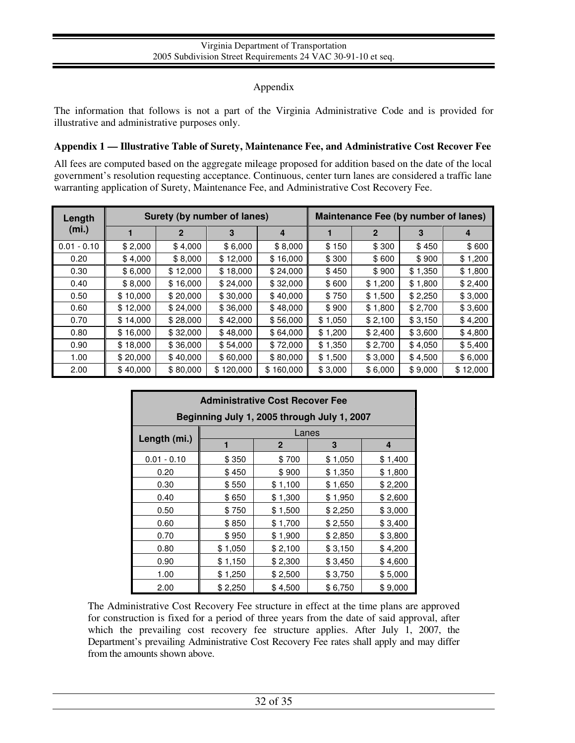Appendix

The information that follows is not a part of the Virginia Administrative Code and is provided for illustrative and administrative purposes only.

**Appendix 1 — Illustrative Table of Surety, Maintenance Fee, and Administrative Cost Recover Fee**

All fees are computed based on the aggregate mileage proposed for addition based on the date of the local government's resolution requesting acceptance. Continuous, center turn lanes are considered a traffic lane warranting application of Surety, Maintenance Fee, and Administrative Cost Recovery Fee.

| Length (mi.) | Surety (by number of lanes) | | | | Maintenance Fee (by number of lanes) | | | |
|---|---|---|---|---|---|---|---|---|
| | 1 | 2 | 3 | 4 | 1 | 2 | 3 | 4 |
| 0.01 - 0.10 | $ 2,000 | $ 4,000 | $ 6,000 | $ 8,000 | $ 150 | $ 300 | $ 450 | $ 600 |
| 0.20 | $ 4,000 | $ 8,000 | $ 12,000 | $ 16,000 | $ 300 | $ 600 | $ 900 | $ 1,200 |
| 0.30 | $ 6,000 | $ 12,000 | $ 18,000 | $ 24,000 | $ 450 | $ 900 | $ 1,350 | $ 1,800 |
| 0.40 | $ 8,000 | $ 16,000 | $ 24,000 | $ 32,000 | $ 600 | $ 1,200 | $ 1,800 | $ 2,400 |
| 0.50 | $ 10,000 | $ 20,000 | $ 30,000 | $ 40,000 | $ 750 | $ 1,500 | $ 2,250 | $ 3,000 |
| 0.60 | $ 12,000 | $ 24,000 | $ 36,000 | $ 48,000 | $ 900 | $ 1,800 | $ 2,700 | $ 3,600 |
| 0.70 | $ 14,000 | $ 28,000 | $ 42,000 | $ 56,000 | $ 1,050 | $ 2,100 | $ 3,150 | $ 4,200 |
| 0.80 | $ 16,000 | $ 32,000 | $ 48,000 | $ 64,000 | $ 1,200 | $ 2,400 | $ 3,600 | $ 4,800 |
| 0.90 | $ 18,000 | $ 36,000 | $ 54,000 | $ 72,000 | $ 1,350 | $ 2,700 | $ 4,050 | $ 5,400 |
| 1.00 | $ 20,000 | $ 40,000 | $ 60,000 | $ 80,000 | $ 1,500 | $ 3,000 | $ 4,500 | $ 6,000 |
| 2.00 | $ 40,000 | $ 80,000 | $ 120,000 | $ 160,000 | $ 3,000 | $ 6,000 | $ 9,000 | $ 12,000 |

| Administrative Cost Recover Fee Beginning July 1, 2005 through July 1, 2007 | | | | |
|---|---|---|---|---|
| Length (mi.) | Lanes | | | |
| | 1 | 2 | 3 | 4 |
| 0.01 - 0.10 | $ 350 | $ 700 | $ 1,050 | $ 1,400 |
| 0.20 | $ 450 | $ 900 | $ 1,350 | $ 1,800 |
| 0.30 | $ 550 | $ 1,100 | $ 1,650 | $ 2,200 |
| 0.40 | $ 650 | $ 1,300 | $ 1,950 | $ 2,600 |
| 0.50 | $ 750 | $ 1,500 | $ 2,250 | $ 3,000 |
| 0.60 | $ 850 | $ 1,700 | $ 2,550 | $ 3,400 |
| 0.70 | $ 950 | $ 1,900 | $ 2,850 | $ 3,800 |
| 0.80 | $ 1,050 | $ 2,100 | $ 3,150 | $ 4,200 |
| 0.90 | $ 1,150 | $ 2,300 | $ 3,450 | $ 4,600 |
| 1.00 | $ 1,250 | $ 2,500 | $ 3,750 | $ 5,000 |
| 2.00 | $ 2,250 | $ 4,500 | $ 6,750 | $ 9,000 |

The Administrative Cost Recovery Fee structure in effect at the time plans are approved for construction is fixed for a period of three years from the date of said approval, after which the prevailing cost recovery fee structure applies. After July 1, 2007, the Department's prevailing Administrative Cost Recovery Fee rates shall apply and may differ from the amounts shown above.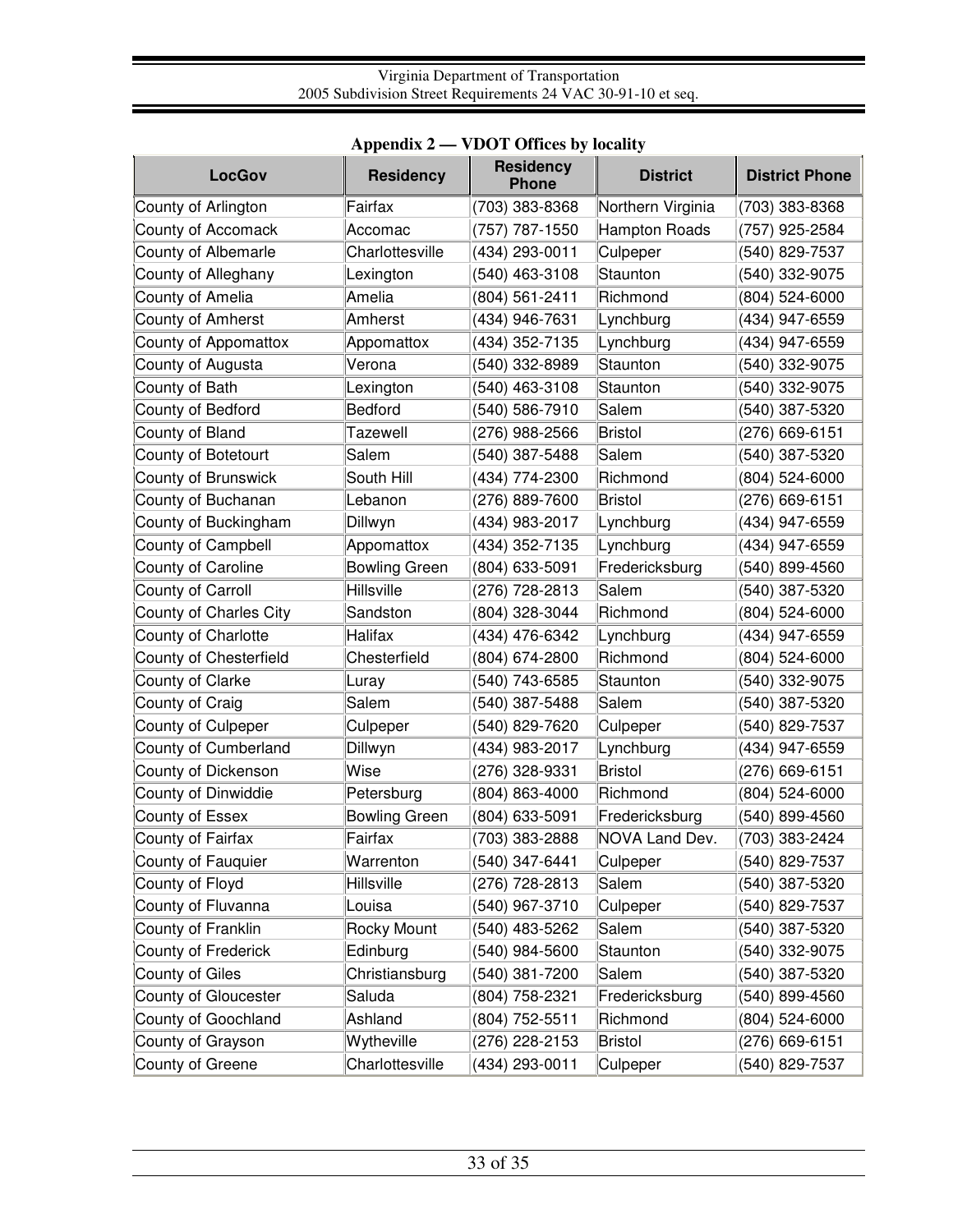**Appendix 2 — VDOT Offices by locality**

| LocGov | Residency | Residency Phone | District | District Phone |
|---|---|---|---|---|
| County of Arlington | Fairfax | (703) 383-8368 | Northern Virginia | (703) 383-8368 |
| County of Accomack | Accomac | (757) 787-1550 | Hampton Roads | (757) 925-2584 |
| County of Albemarle | Charlottesville | (434) 293-0011 | Culpeper | (540) 829-7537 |
| County of Alleghany | Lexington | (540) 463-3108 | Staunton | (540) 332-9075 |
| County of Amelia | Amelia | (804) 561-2411 | Richmond | (804) 524-6000 |
| County of Amherst | Amherst | (434) 946-7631 | Lynchburg | (434) 947-6559 |
| County of Appomattox | Appomattox | (434) 352-7135 | Lynchburg | (434) 947-6559 |
| County of Augusta | Verona | (540) 332-8989 | Staunton | (540) 332-9075 |
| County of Bath | Lexington | (540) 463-3108 | Staunton | (540) 332-9075 |
| County of Bedford | Bedford | (540) 586-7910 | Salem | (540) 387-5320 |
| County of Bland | Tazewell | (276) 988-2566 | Bristol | (276) 669-6151 |
| County of Botetourt | Salem | (540) 387-5488 | Salem | (540) 387-5320 |
| County of Brunswick | South Hill | (434) 774-2300 | Richmond | (804) 524-6000 |
| County of Buchanan | Lebanon | (276) 889-7600 | Bristol | (276) 669-6151 |
| County of Buckingham | Dillwyn | (434) 983-2017 | Lynchburg | (434) 947-6559 |
| County of Campbell | Appomattox | (434) 352-7135 | Lynchburg | (434) 947-6559 |
| County of Caroline | Bowling Green | (804) 633-5091 | Fredericksburg | (540) 899-4560 |
| County of Carroll | Hillsville | (276) 728-2813 | Salem | (540) 387-5320 |
| County of Charles City | Sandston | (804) 328-3044 | Richmond | (804) 524-6000 |
| County of Charlotte | Halifax | (434) 476-6342 | Lynchburg | (434) 947-6559 |
| County of Chesterfield | Chesterfield | (804) 674-2800 | Richmond | (804) 524-6000 |
| County of Clarke | Luray | (540) 743-6585 | Staunton | (540) 332-9075 |
| County of Craig | Salem | (540) 387-5488 | Salem | (540) 387-5320 |
| County of Culpeper | Culpeper | (540) 829-7620 | Culpeper | (540) 829-7537 |
| County of Cumberland | Dillwyn | (434) 983-2017 | Lynchburg | (434) 947-6559 |
| County of Dickenson | Wise | (276) 328-9331 | Bristol | (276) 669-6151 |
| County of Dinwiddie | Petersburg | (804) 863-4000 | Richmond | (804) 524-6000 |
| County of Essex | Bowling Green | (804) 633-5091 | Fredericksburg | (540) 899-4560 |
| County of Fairfax | Fairfax | (703) 383-2888 | NOVA Land Dev. | (703) 383-2424 |
| County of Fauquier | Warrenton | (540) 347-6441 | Culpeper | (540) 829-7537 |
| County of Floyd | Hillsville | (276) 728-2813 | Salem | (540) 387-5320 |
| County of Fluvanna | Louisa | (540) 967-3710 | Culpeper | (540) 829-7537 |
| County of Franklin | Rocky Mount | (540) 483-5262 | Salem | (540) 387-5320 |
| County of Frederick | Edinburg | (540) 984-5600 | Staunton | (540) 332-9075 |
| County of Giles | Christiansburg | (540) 381-7200 | Salem | (540) 387-5320 |
| County of Gloucester | Saluda | (804) 758-2321 | Fredericksburg | (540) 899-4560 |
| County of Goochland | Ashland | (804) 752-5511 | Richmond | (804) 524-6000 |
| County of Grayson | Wytheville | (276) 228-2153 | Bristol | (276) 669-6151 |
| County of Greene | Charlottesville | (434) 293-0011 | Culpeper | (540) 829-7537 |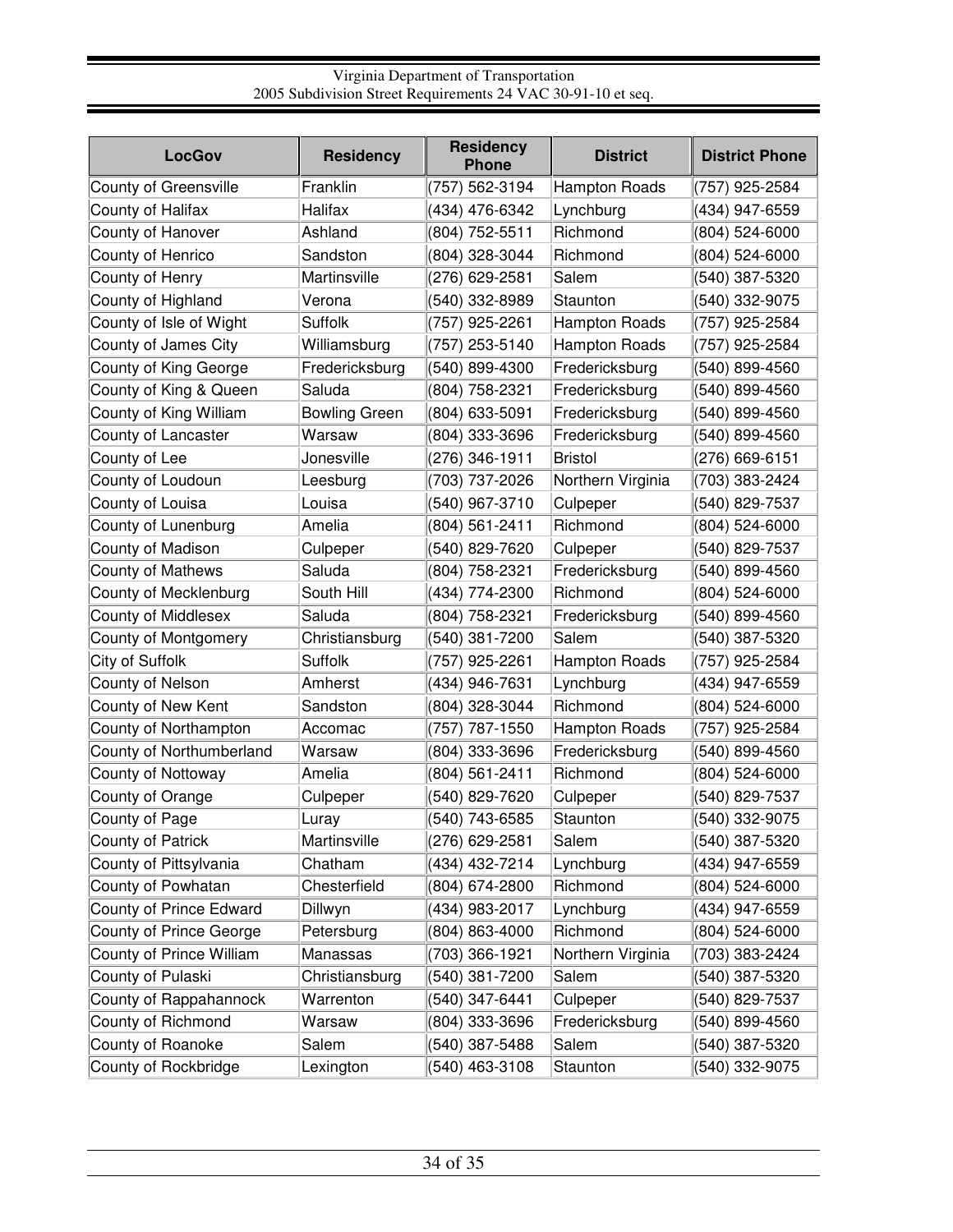| LocGov | Residency | Residency Phone | District | District Phone |
|---|---|---|---|---|
| County of Greensville | Franklin | (757) 562-3194 | Hampton Roads | (757) 925-2584 |
| County of Halifax | Halifax | (434) 476-6342 | Lynchburg | (434) 947-6559 |
| County of Hanover | Ashland | (804) 752-5511 | Richmond | (804) 524-6000 |
| County of Henrico | Sandston | (804) 328-3044 | Richmond | (804) 524-6000 |
| County of Henry | Martinsville | (276) 629-2581 | Salem | (540) 387-5320 |
| County of Highland | Verona | (540) 332-8989 | Staunton | (540) 332-9075 |
| County of Isle of Wight | Suffolk | (757) 925-2261 | Hampton Roads | (757) 925-2584 |
| County of James City | Williamsburg | (757) 253-5140 | Hampton Roads | (757) 925-2584 |
| County of King George | Fredericksburg | (540) 899-4300 | Fredericksburg | (540) 899-4560 |
| County of King & Queen | Saluda | (804) 758-2321 | Fredericksburg | (540) 899-4560 |
| County of King William | Bowling Green | (804) 633-5091 | Fredericksburg | (540) 899-4560 |
| County of Lancaster | Warsaw | (804) 333-3696 | Fredericksburg | (540) 899-4560 |
| County of Lee | Jonesville | (276) 346-1911 | Bristol | (276) 669-6151 |
| County of Loudoun | Leesburg | (703) 737-2026 | Northern Virginia | (703) 383-2424 |
| County of Louisa | Louisa | (540) 967-3710 | Culpeper | (540) 829-7537 |
| County of Lunenburg | Amelia | (804) 561-2411 | Richmond | (804) 524-6000 |
| County of Madison | Culpeper | (540) 829-7620 | Culpeper | (540) 829-7537 |
| County of Mathews | Saluda | (804) 758-2321 | Fredericksburg | (540) 899-4560 |
| County of Mecklenburg | South Hill | (434) 774-2300 | Richmond | (804) 524-6000 |
| County of Middlesex | Saluda | (804) 758-2321 | Fredericksburg | (540) 899-4560 |
| County of Montgomery | Christiansburg | (540) 381-7200 | Salem | (540) 387-5320 |
| City of Suffolk | Suffolk | (757) 925-2261 | Hampton Roads | (757) 925-2584 |
| County of Nelson | Amherst | (434) 946-7631 | Lynchburg | (434) 947-6559 |
| County of New Kent | Sandston | (804) 328-3044 | Richmond | (804) 524-6000 |
| County of Northampton | Accomac | (757) 787-1550 | Hampton Roads | (757) 925-2584 |
| County of Northumberland | Warsaw | (804) 333-3696 | Fredericksburg | (540) 899-4560 |
| County of Nottoway | Amelia | (804) 561-2411 | Richmond | (804) 524-6000 |
| County of Orange | Culpeper | (540) 829-7620 | Culpeper | (540) 829-7537 |
| County of Page | Luray | (540) 743-6585 | Staunton | (540) 332-9075 |
| County of Patrick | Martinsville | (276) 629-2581 | Salem | (540) 387-5320 |
| County of Pittsylvania | Chatham | (434) 432-7214 | Lynchburg | (434) 947-6559 |
| County of Powhatan | Chesterfield | (804) 674-2800 | Richmond | (804) 524-6000 |
| County of Prince Edward | Dillwyn | (434) 983-2017 | Lynchburg | (434) 947-6559 |
| County of Prince George | Petersburg | (804) 863-4000 | Richmond | (804) 524-6000 |
| County of Prince William | Manassas | (703) 366-1921 | Northern Virginia | (703) 383-2424 |
| County of Pulaski | Christiansburg | (540) 381-7200 | Salem | (540) 387-5320 |
| County of Rappahannock | Warrenton | (540) 347-6441 | Culpeper | (540) 829-7537 |
| County of Richmond | Warsaw | (804) 333-3696 | Fredericksburg | (540) 899-4560 |
| County of Roanoke | Salem | (540) 387-5488 | Salem | (540) 387-5320 |
| County of Rockbridge | Lexington | (540) 463-3108 | Staunton | (540) 332-9075 |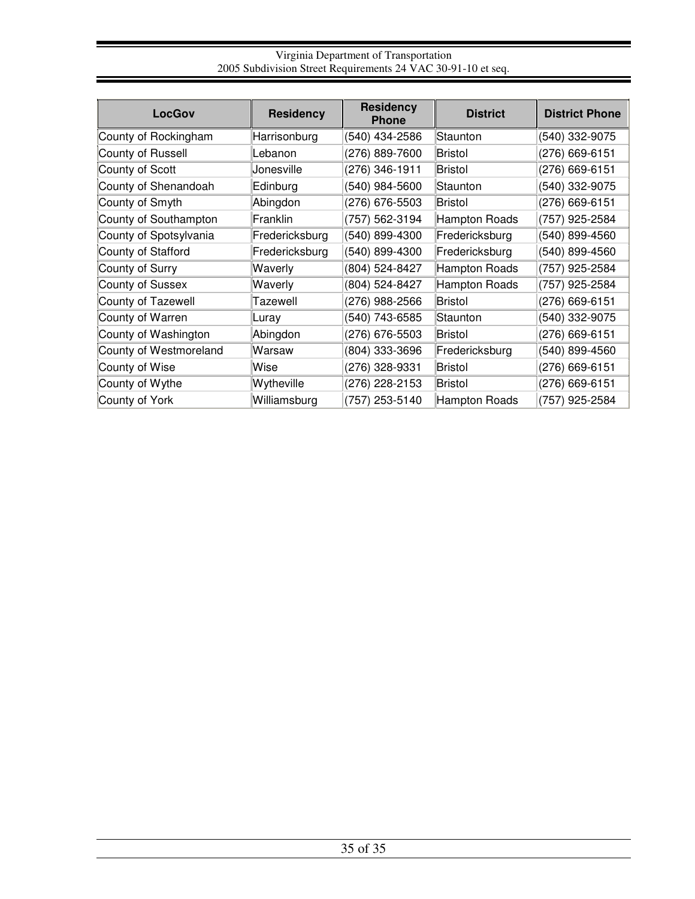| LocGov | Residency | Residency Phone | District | District Phone |
|---|---|---|---|---|
| County of Rockingham | Harrisonburg | (540) 434-2586 | Staunton | (540) 332-9075 |
| County of Russell | Lebanon | (276) 889-7600 | Bristol | (276) 669-6151 |
| County of Scott | Jonesville | (276) 346-1911 | Bristol | (276) 669-6151 |
| County of Shenandoah | Edinburg | (540) 984-5600 | Staunton | (540) 332-9075 |
| County of Smyth | Abingdon | (276) 676-5503 | Bristol | (276) 669-6151 |
| County of Southampton | Franklin | (757) 562-3194 | Hampton Roads | (757) 925-2584 |
| County of Spotsylvania | Fredericksburg | (540) 899-4300 | Fredericksburg | (540) 899-4560 |
| County of Stafford | Fredericksburg | (540) 899-4300 | Fredericksburg | (540) 899-4560 |
| County of Surry | Waverly | (804) 524-8427 | Hampton Roads | (757) 925-2584 |
| County of Sussex | Waverly | (804) 524-8427 | Hampton Roads | (757) 925-2584 |
| County of Tazewell | Tazewell | (276) 988-2566 | Bristol | (276) 669-6151 |
| County of Warren | Luray | (540) 743-6585 | Staunton | (540) 332-9075 |
| County of Washington | Abingdon | (276) 676-5503 | Bristol | (276) 669-6151 |
| County of Westmoreland | Warsaw | (804) 333-3696 | Fredericksburg | (540) 899-4560 |
| County of Wise | Wise | (276) 328-9331 | Bristol | (276) 669-6151 |
| County of Wythe | Wytheville | (276) 228-2153 | Bristol | (276) 669-6151 |
| County of York | Williamsburg | (757) 253-5140 | Hampton Roads | (757) 925-2584 |